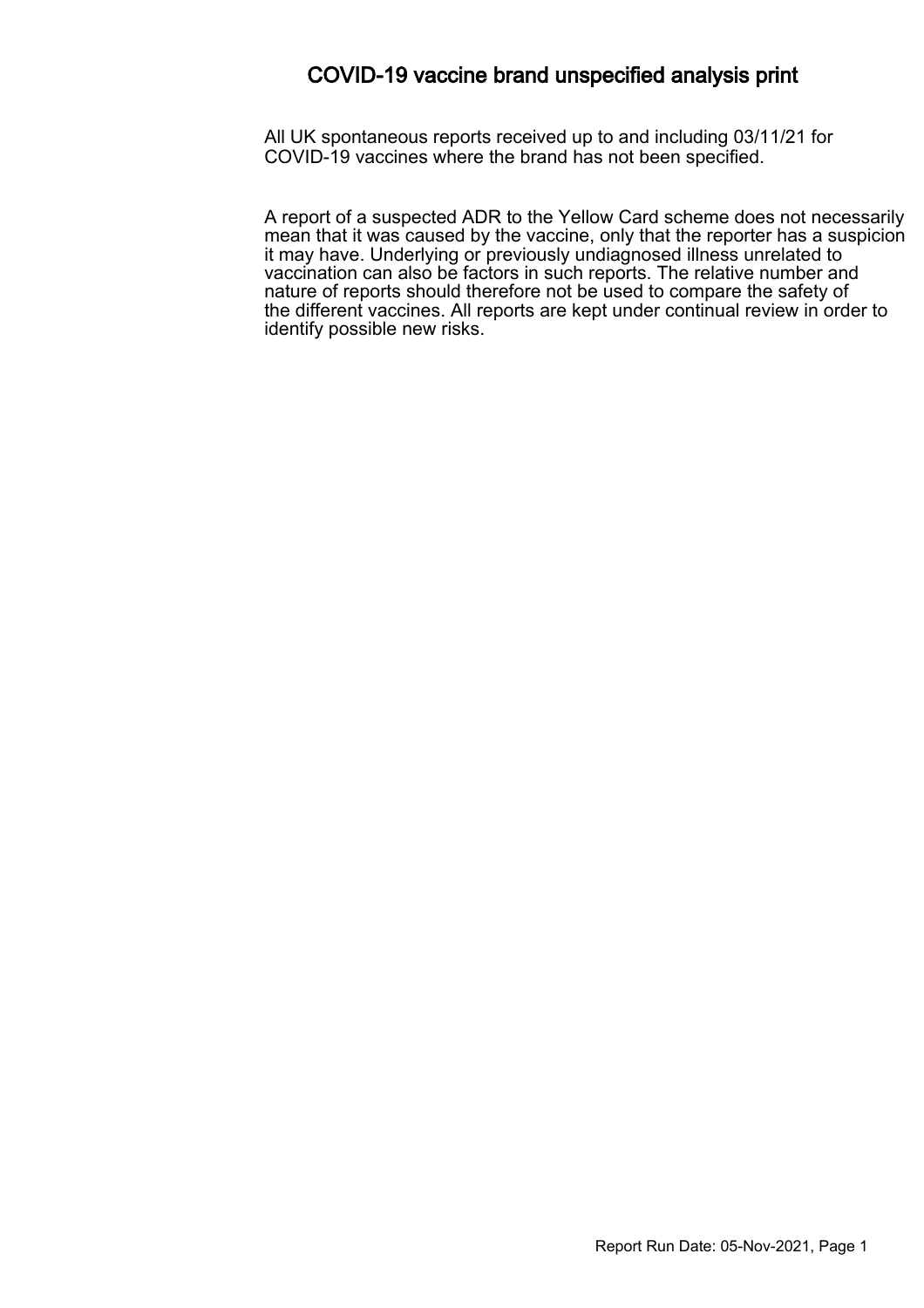# COVID-19 vaccine brand unspecified analysis print

All UK spontaneous reports received up to and including 03/11/21 for COVID-19 vaccines where the brand has not been specified.

A report of a suspected ADR to the Yellow Card scheme does not necessarily mean that it was caused by the vaccine, only that the reporter has a suspicion it may have. Underlying or previously undiagnosed illness unrelated to vaccination can also be factors in such reports. The relative number and nature of reports should therefore not be used to compare the safety of the different vaccines. All reports are kept under continual review in order to identify possible new risks.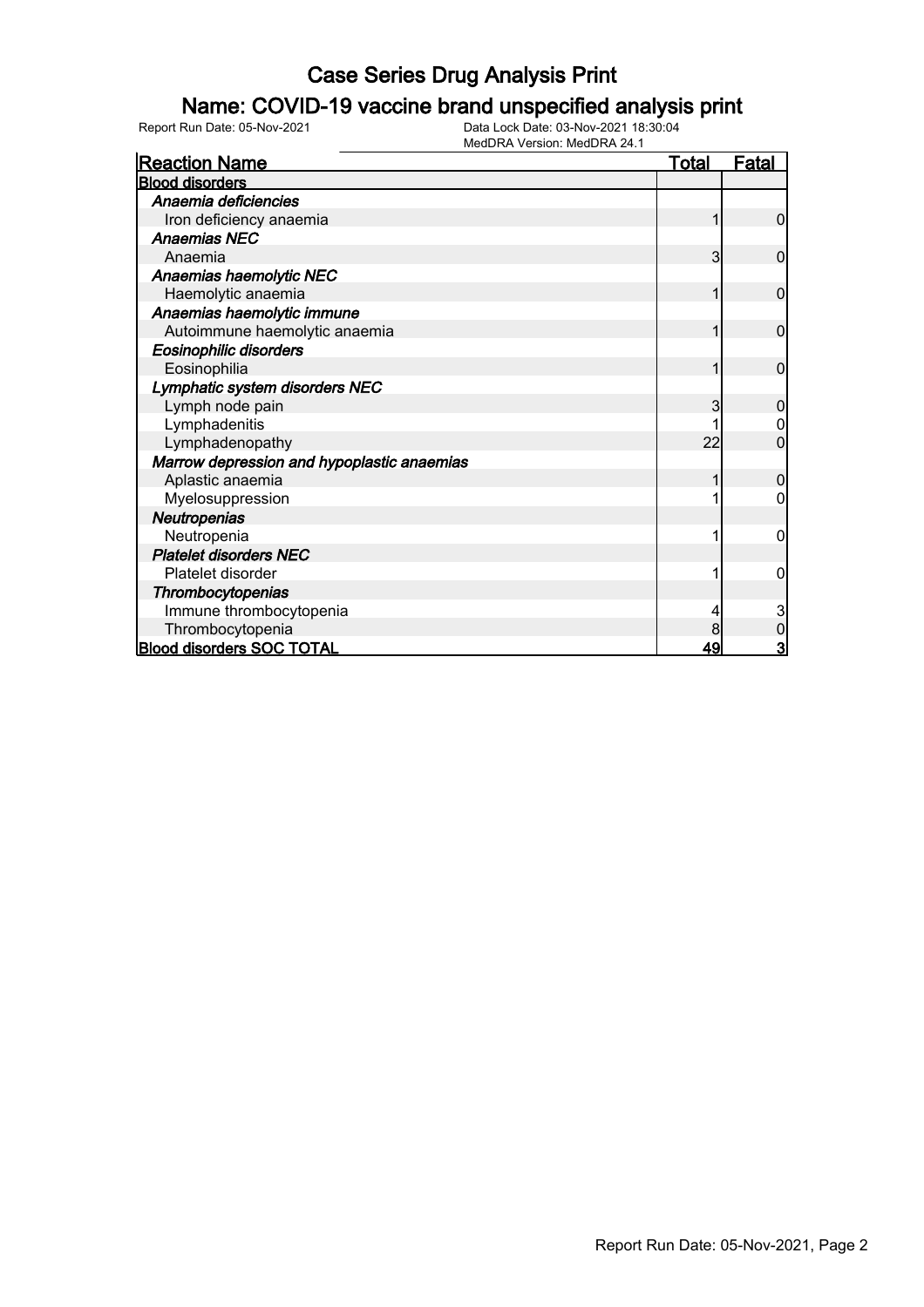# Case Series Drug Analysis Print

## Name: COVID-19 vaccine brand unspecified analysis print

Report Run Date: 05-Nov-2021

Data Lock Date: 03-Nov-2021 18:30:04

MedDRA Version: MedDRA 24.1

| Reaction Name | Total | Fatal |
|---|---|---|
| **Blood disorders** | | |
| *Anaemia deficiencies* | | |
| Iron deficiency anaemia | 1 | 0 |
| *Anaemias NEC* | | |
| Anaemia | 3 | 0 |
| *Anaemias haemolytic NEC* | | |
| Haemolytic anaemia | 1 | 0 |
| *Anaemias haemolytic immune* | | |
| Autoimmune haemolytic anaemia | 1 | 0 |
| *Eosinophilic disorders* | | |
| Eosinophilia | 1 | 0 |
| *Lymphatic system disorders NEC* | | |
| Lymph node pain | 3 | 0 |
| Lymphadenitis | 1 | 0 |
| Lymphadenopathy | 22 | 0 |
| *Marrow depression and hypoplastic anaemias* | | |
| Aplastic anaemia | 1 | 0 |
| Myelosuppression | 1 | 0 |
| *Neutropenias* | | |
| Neutropenia | 1 | 0 |
| *Platelet disorders NEC* | | |
| Platelet disorder | 1 | 0 |
| *Thrombocytopenias* | | |
| Immune thrombocytopenia | 4 | 3 |
| Thrombocytopenia | 8 | 0 |
| **Blood disorders SOC TOTAL** | **49** | **3** |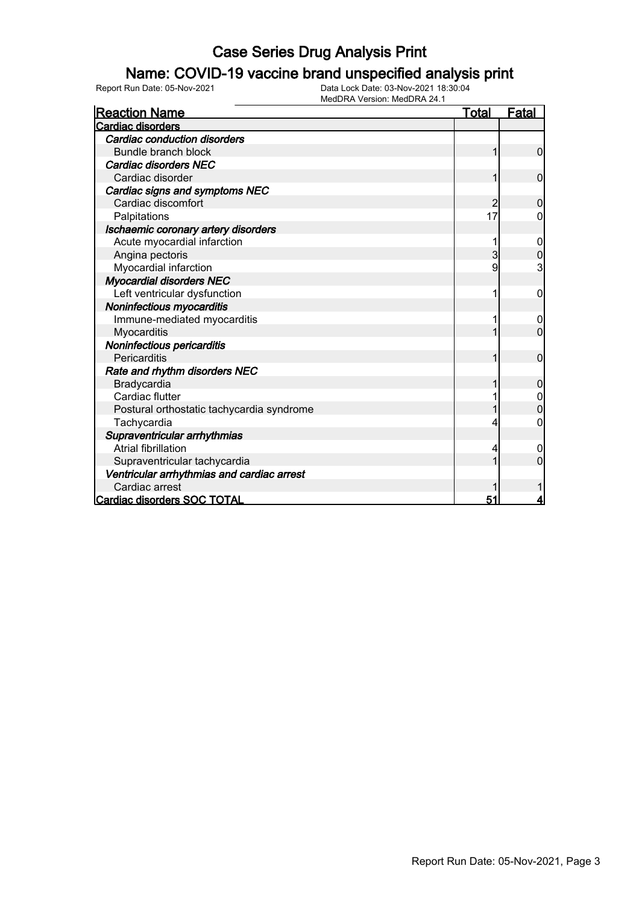# Case Series Drug Analysis Print

## Name: COVID-19 vaccine brand unspecified analysis print

Report Run Date: 05-Nov-2021    Data Lock Date: 03-Nov-2021 18:30:04
MedDRA Version: MedDRA 24.1

| Reaction Name | Total | Fatal |
|---|---|---|
| **Cardiac disorders** | | |
| ***Cardiac conduction disorders*** | | |
| Bundle branch block | 1 | 0 |
| ***Cardiac disorders NEC*** | | |
| Cardiac disorder | 1 | 0 |
| ***Cardiac signs and symptoms NEC*** | | |
| Cardiac discomfort | 2 | 0 |
| Palpitations | 17 | 0 |
| ***Ischaemic coronary artery disorders*** | | |
| Acute myocardial infarction | 1 | 0 |
| Angina pectoris | 3 | 0 |
| Myocardial infarction | 9 | 3 |
| ***Myocardial disorders NEC*** | | |
| Left ventricular dysfunction | 1 | 0 |
| ***Noninfectious myocarditis*** | | |
| Immune-mediated myocarditis | 1 | 0 |
| Myocarditis | 1 | 0 |
| ***Noninfectious pericarditis*** | | |
| Pericarditis | 1 | 0 |
| ***Rate and rhythm disorders NEC*** | | |
| Bradycardia | 1 | 0 |
| Cardiac flutter | 1 | 0 |
| Postural orthostatic tachycardia syndrome | 1 | 0 |
| Tachycardia | 4 | 0 |
| ***Supraventricular arrhythmias*** | | |
| Atrial fibrillation | 4 | 0 |
| Supraventricular tachycardia | 1 | 0 |
| ***Ventricular arrhythmias and cardiac arrest*** | | |
| Cardiac arrest | 1 | 1 |
| **Cardiac disorders SOC TOTAL** | **51** | **4** |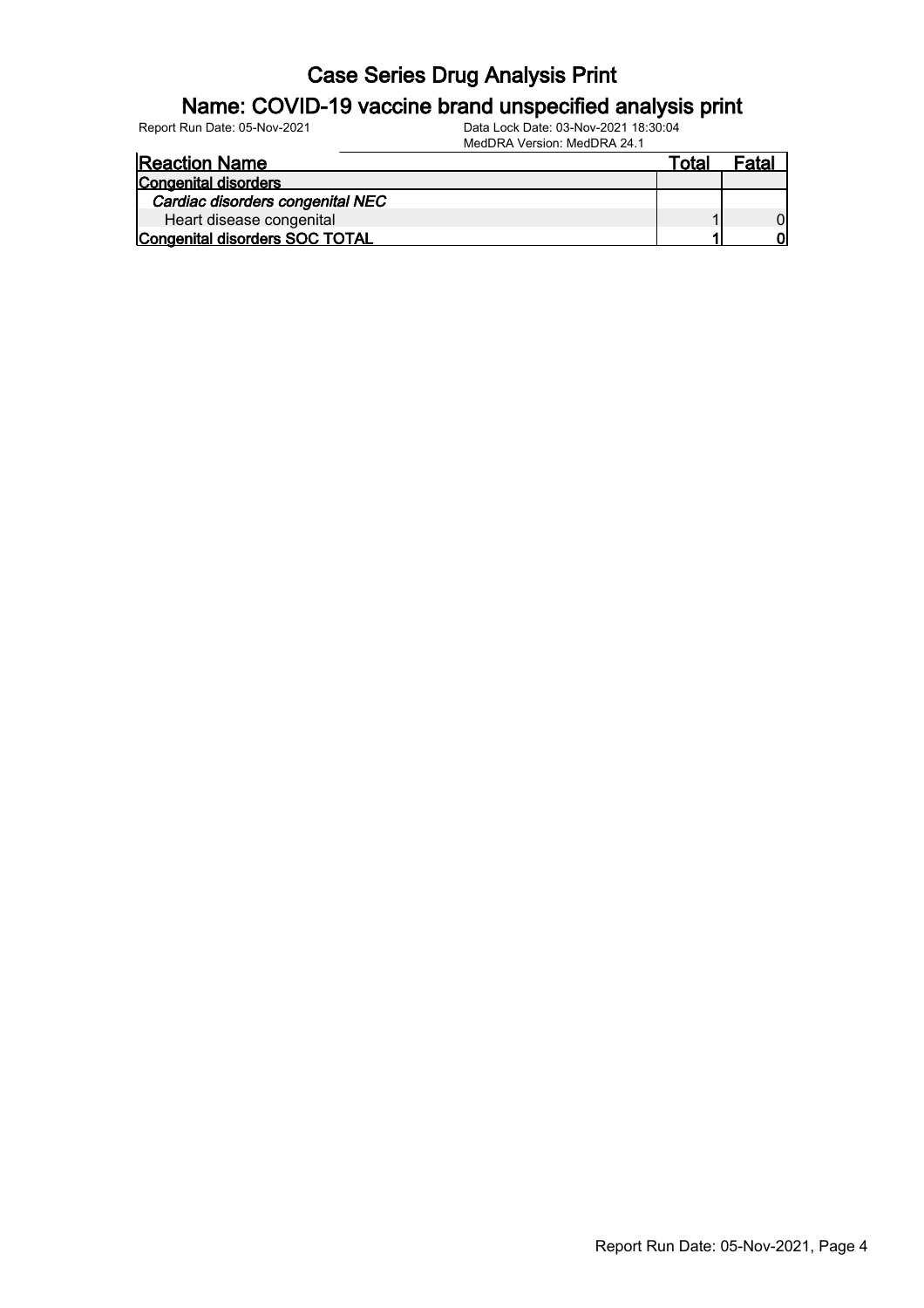# Case Series Drug Analysis Print

## Name: COVID-19 vaccine brand unspecified analysis print

Report Run Date: 05-Nov-2021    Data Lock Date: 03-Nov-2021 18:30:04
MedDRA Version: MedDRA 24.1

| Reaction Name | Total | Fatal |
|---|---|---|
| **Congenital disorders** | | |
| *Cardiac disorders congenital NEC* | | |
| Heart disease congenital | 1 | 0 |
| **Congenital disorders SOC TOTAL** | **1** | **0** |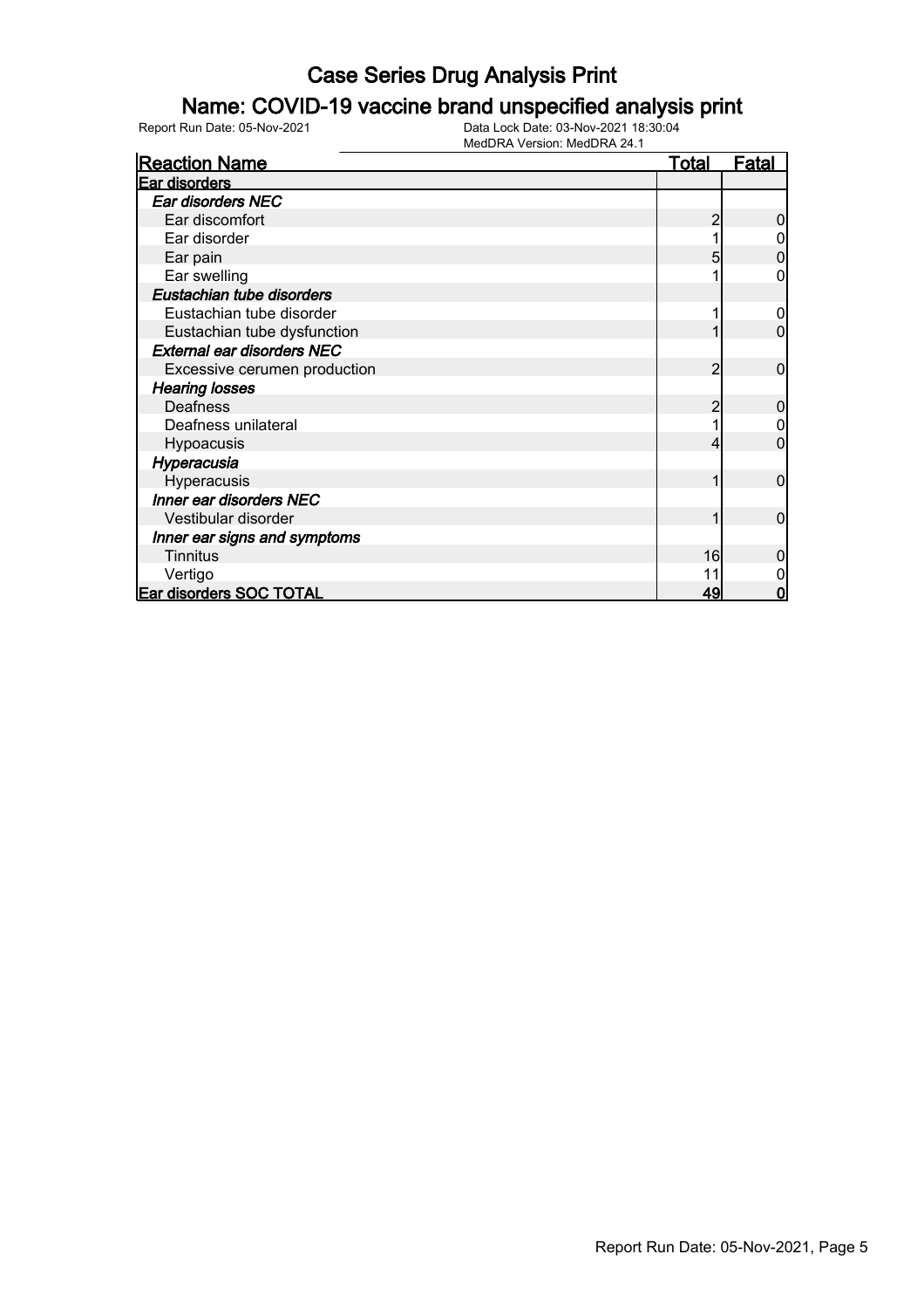# Case Series Drug Analysis Print

## Name: COVID-19 vaccine brand unspecified analysis print

Report Run Date: 05-Nov-2021

Data Lock Date: 03-Nov-2021 18:30:04

MedDRA Version: MedDRA 24.1

| Reaction Name | Total | Fatal |
|---|---|---|
| **Ear disorders** | | |
| ***Ear disorders NEC*** | | |
| Ear discomfort | 2 | 0 |
| Ear disorder | 1 | 0 |
| Ear pain | 5 | 0 |
| Ear swelling | 1 | 0 |
| ***Eustachian tube disorders*** | | |
| Eustachian tube disorder | 1 | 0 |
| Eustachian tube dysfunction | 1 | 0 |
| ***External ear disorders NEC*** | | |
| Excessive cerumen production | 2 | 0 |
| ***Hearing losses*** | | |
| Deafness | 2 | 0 |
| Deafness unilateral | 1 | 0 |
| Hypoacusis | 4 | 0 |
| ***Hyperacusia*** | | |
| Hyperacusis | 1 | 0 |
| ***Inner ear disorders NEC*** | | |
| Vestibular disorder | 1 | 0 |
| ***Inner ear signs and symptoms*** | | |
| Tinnitus | 16 | 0 |
| Vertigo | 11 | 0 |
| **Ear disorders SOC TOTAL** | **49** | **0** |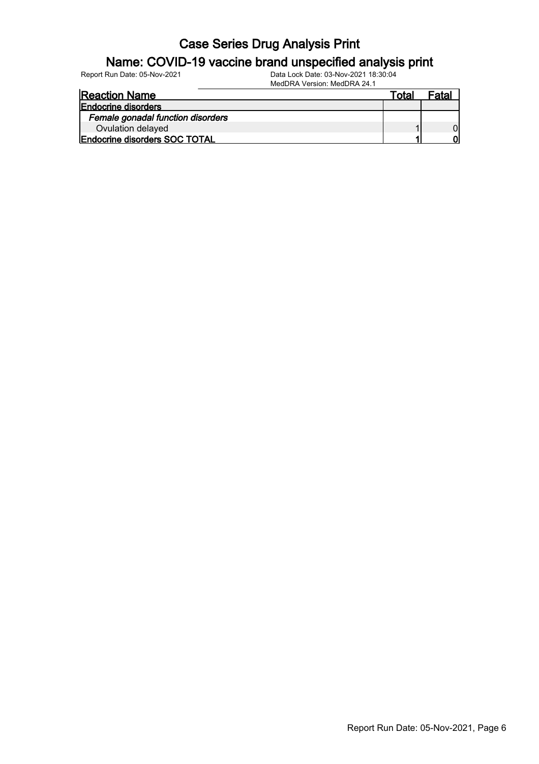# Case Series Drug Analysis Print

## Name: COVID-19 vaccine brand unspecified analysis print

Report Run Date: 05-Nov-2021

Data Lock Date: 03-Nov-2021 18:30:04

MedDRA Version: MedDRA 24.1

| Reaction Name | Total | Fatal |
|---|---|---|
| **Endocrine disorders** | | |
| ***Female gonadal function disorders*** | | |
| Ovulation delayed | 1 | 0 |
| **Endocrine disorders SOC TOTAL** | **1** | **0** |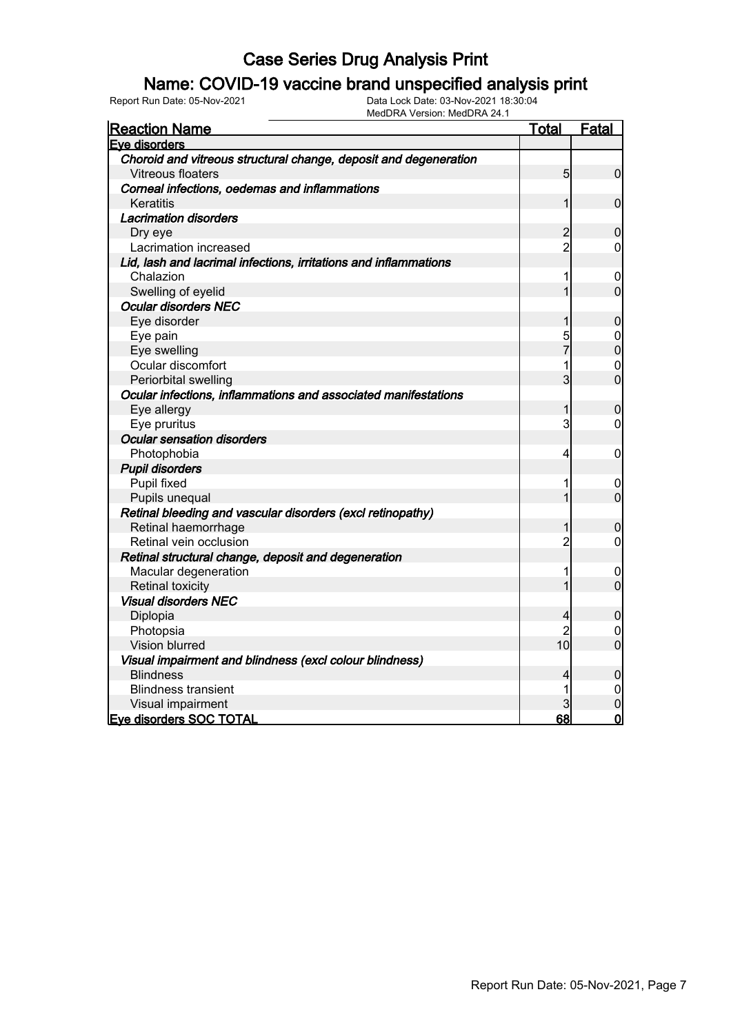# Case Series Drug Analysis Print

## Name: COVID-19 vaccine brand unspecified analysis print

Report Run Date: 05-Nov-2021

Data Lock Date: 03-Nov-2021 18:30:04
MedDRA Version: MedDRA 24.1

| Reaction Name | Total | Fatal |
|---|---|---|
| **Eye disorders** | | |
| ***Choroid and vitreous structural change, deposit and degeneration*** | | |
| Vitreous floaters | 5 | 0 |
| ***Corneal infections, oedemas and inflammations*** | | |
| Keratitis | 1 | 0 |
| ***Lacrimation disorders*** | | |
| Dry eye | 2 | 0 |
| Lacrimation increased | 2 | 0 |
| ***Lid, lash and lacrimal infections, irritations and inflammations*** | | |
| Chalazion | 1 | 0 |
| Swelling of eyelid | 1 | 0 |
| ***Ocular disorders NEC*** | | |
| Eye disorder | 1 | 0 |
| Eye pain | 5 | 0 |
| Eye swelling | 7 | 0 |
| Ocular discomfort | 1 | 0 |
| Periorbital swelling | 3 | 0 |
| ***Ocular infections, inflammations and associated manifestations*** | | |
| Eye allergy | 1 | 0 |
| Eye pruritus | 3 | 0 |
| ***Ocular sensation disorders*** | | |
| Photophobia | 4 | 0 |
| ***Pupil disorders*** | | |
| Pupil fixed | 1 | 0 |
| Pupils unequal | 1 | 0 |
| ***Retinal bleeding and vascular disorders (excl retinopathy)*** | | |
| Retinal haemorrhage | 1 | 0 |
| Retinal vein occlusion | 2 | 0 |
| ***Retinal structural change, deposit and degeneration*** | | |
| Macular degeneration | 1 | 0 |
| Retinal toxicity | 1 | 0 |
| ***Visual disorders NEC*** | | |
| Diplopia | 4 | 0 |
| Photopsia | 2 | 0 |
| Vision blurred | 10 | 0 |
| ***Visual impairment and blindness (excl colour blindness)*** | | |
| Blindness | 4 | 0 |
| Blindness transient | 1 | 0 |
| Visual impairment | 3 | 0 |
| **Eye disorders SOC TOTAL** | **68** | **0** |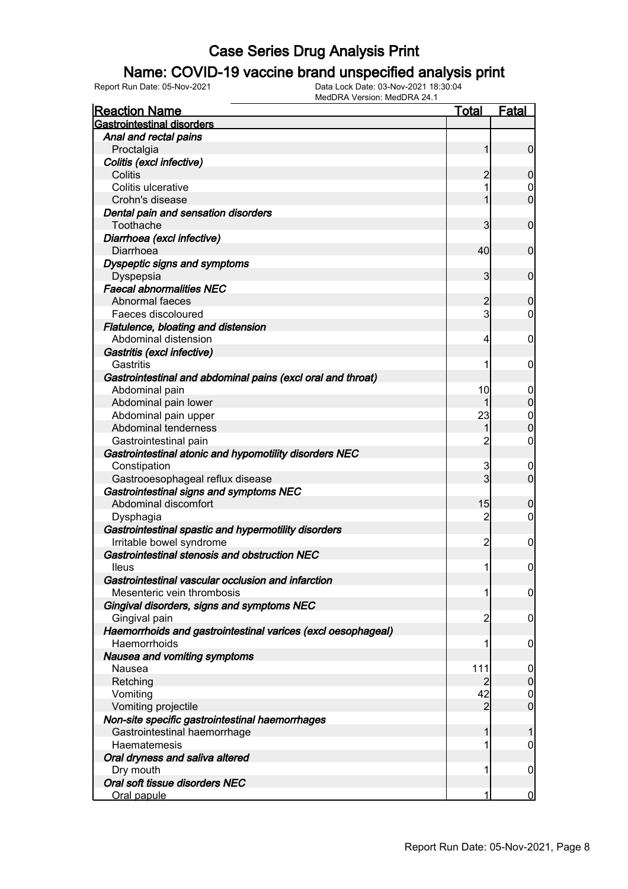# Case Series Drug Analysis Print

## Name: COVID-19 vaccine brand unspecified analysis print

Report Run Date: 05-Nov-2021 | Data Lock Date: 03-Nov-2021 18:30:04 | MedDRA Version: MedDRA 24.1

| Reaction Name | Total | Fatal |
|---|---|---|
| **Gastrointestinal disorders** | | |
| ***Anal and rectal pains*** | | |
| Proctalgia | 1 | 0 |
| ***Colitis (excl infective)*** | | |
| Colitis | 2 | 0 |
| Colitis ulcerative | 1 | 0 |
| Crohn's disease | 1 | 0 |
| ***Dental pain and sensation disorders*** | | |
| Toothache | 3 | 0 |
| ***Diarrhoea (excl infective)*** | | |
| Diarrhoea | 40 | 0 |
| ***Dyspeptic signs and symptoms*** | | |
| Dyspepsia | 3 | 0 |
| ***Faecal abnormalities NEC*** | | |
| Abnormal faeces | 2 | 0 |
| Faeces discoloured | 3 | 0 |
| ***Flatulence, bloating and distension*** | | |
| Abdominal distension | 4 | 0 |
| ***Gastritis (excl infective)*** | | |
| Gastritis | 1 | 0 |
| ***Gastrointestinal and abdominal pains (excl oral and throat)*** | | |
| Abdominal pain | 10 | 0 |
| Abdominal pain lower | 1 | 0 |
| Abdominal pain upper | 23 | 0 |
| Abdominal tenderness | 1 | 0 |
| Gastrointestinal pain | 2 | 0 |
| ***Gastrointestinal atonic and hypomotility disorders NEC*** | | |
| Constipation | 3 | 0 |
| Gastrooesophageal reflux disease | 3 | 0 |
| ***Gastrointestinal signs and symptoms NEC*** | | |
| Abdominal discomfort | 15 | 0 |
| Dysphagia | 2 | 0 |
| ***Gastrointestinal spastic and hypermotility disorders*** | | |
| Irritable bowel syndrome | 2 | 0 |
| ***Gastrointestinal stenosis and obstruction NEC*** | | |
| Ileus | 1 | 0 |
| ***Gastrointestinal vascular occlusion and infarction*** | | |
| Mesenteric vein thrombosis | 1 | 0 |
| ***Gingival disorders, signs and symptoms NEC*** | | |
| Gingival pain | 2 | 0 |
| ***Haemorrhoids and gastrointestinal varices (excl oesophageal)*** | | |
| Haemorrhoids | 1 | 0 |
| ***Nausea and vomiting symptoms*** | | |
| Nausea | 111 | 0 |
| Retching | 2 | 0 |
| Vomiting | 42 | 0 |
| Vomiting projectile | 2 | 0 |
| ***Non-site specific gastrointestinal haemorrhages*** | | |
| Gastrointestinal haemorrhage | 1 | 1 |
| Haematemesis | 1 | 0 |
| ***Oral dryness and saliva altered*** | | |
| Dry mouth | 1 | 0 |
| ***Oral soft tissue disorders NEC*** | | |
| Oral papule | 1 | 0 |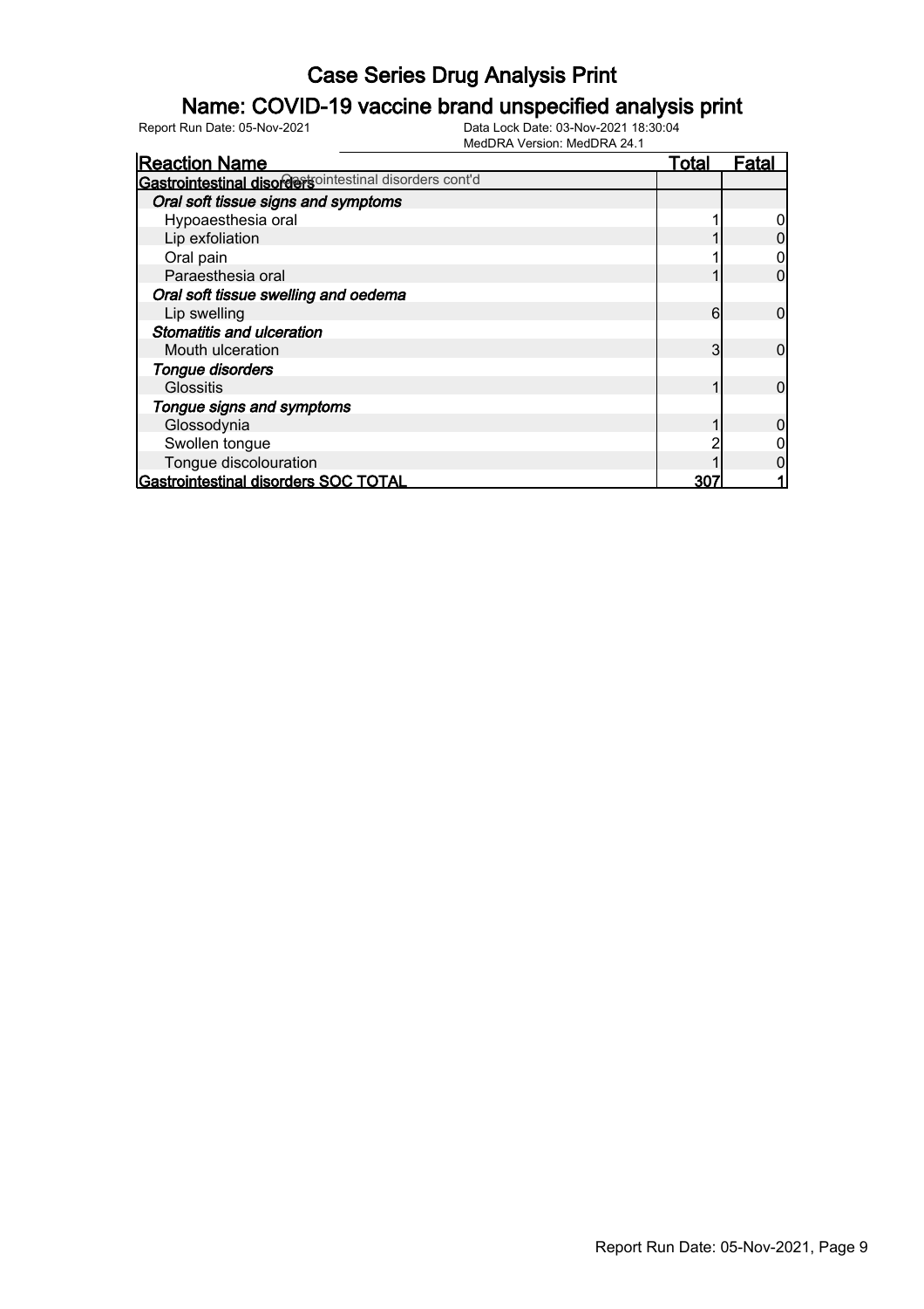# Case Series Drug Analysis Print

## Name: COVID-19 vaccine brand unspecified analysis print

Report Run Date: 05-Nov-2021

Data Lock Date: 03-Nov-2021 18:30:04

MedDRA Version: MedDRA 24.1

| Reaction Name | Total | Fatal |
|---|---|---|
| **Gastrointestinal disorders** Gastrointestinal disorders cont'd | | |
| ***Oral soft tissue signs and symptoms*** | | |
| Hypoaesthesia oral | 1 | 0 |
| Lip exfoliation | 1 | 0 |
| Oral pain | 1 | 0 |
| Paraesthesia oral | 1 | 0 |
| ***Oral soft tissue swelling and oedema*** | | |
| Lip swelling | 6 | 0 |
| ***Stomatitis and ulceration*** | | |
| Mouth ulceration | 3 | 0 |
| ***Tongue disorders*** | | |
| Glossitis | 1 | 0 |
| ***Tongue signs and symptoms*** | | |
| Glossodynia | 1 | 0 |
| Swollen tongue | 2 | 0 |
| Tongue discolouration | 1 | 0 |
| **Gastrointestinal disorders SOC TOTAL** | **307** | **1** |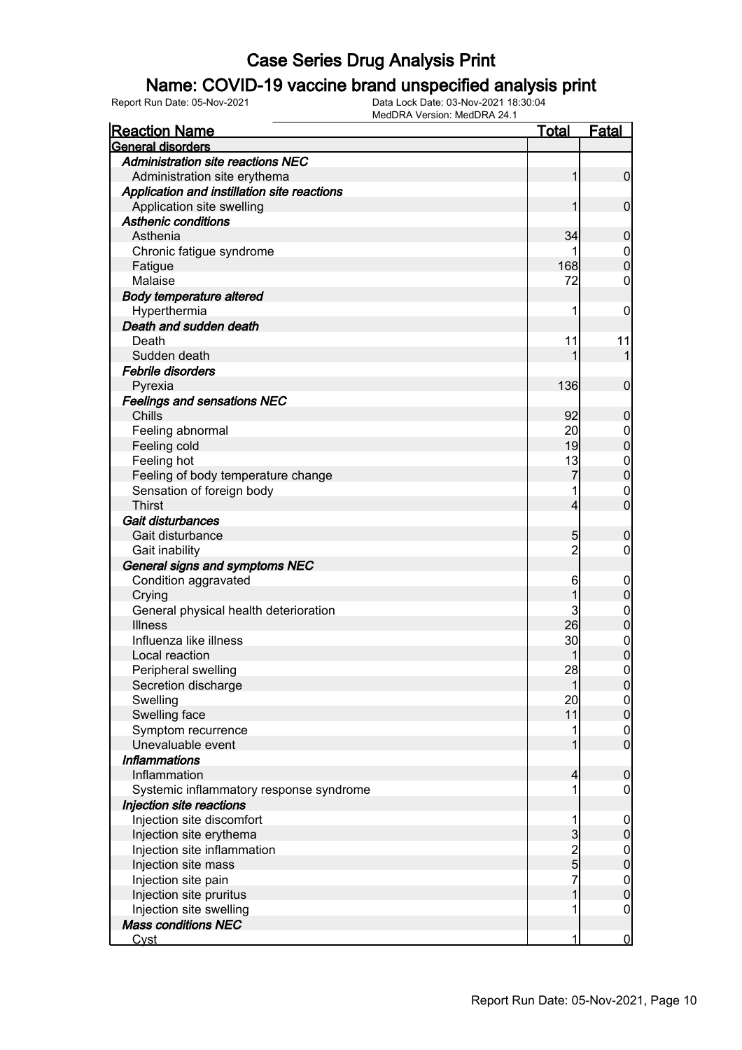# Case Series Drug Analysis Print

## Name: COVID-19 vaccine brand unspecified analysis print

Report Run Date: 05-Nov-2021    Data Lock Date: 03-Nov-2021 18:30:04
MedDRA Version: MedDRA 24.1

| Reaction Name | Total | Fatal |
|---|---|---|
| **General disorders** | | |
| ***Administration site reactions NEC*** | | |
| Administration site erythema | 1 | 0 |
| ***Application and instillation site reactions*** | | |
| Application site swelling | 1 | 0 |
| ***Asthenic conditions*** | | |
| Asthenia | 34 | 0 |
| Chronic fatigue syndrome | 1 | 0 |
| Fatigue | 168 | 0 |
| Malaise | 72 | 0 |
| ***Body temperature altered*** | | |
| Hyperthermia | 1 | 0 |
| ***Death and sudden death*** | | |
| Death | 11 | 11 |
| Sudden death | 1 | 1 |
| ***Febrile disorders*** | | |
| Pyrexia | 136 | 0 |
| ***Feelings and sensations NEC*** | | |
| Chills | 92 | 0 |
| Feeling abnormal | 20 | 0 |
| Feeling cold | 19 | 0 |
| Feeling hot | 13 | 0 |
| Feeling of body temperature change | 7 | 0 |
| Sensation of foreign body | 1 | 0 |
| Thirst | 4 | 0 |
| ***Gait disturbances*** | | |
| Gait disturbance | 5 | 0 |
| Gait inability | 2 | 0 |
| ***General signs and symptoms NEC*** | | |
| Condition aggravated | 6 | 0 |
| Crying | 1 | 0 |
| General physical health deterioration | 3 | 0 |
| Illness | 26 | 0 |
| Influenza like illness | 30 | 0 |
| Local reaction | 1 | 0 |
| Peripheral swelling | 28 | 0 |
| Secretion discharge | 1 | 0 |
| Swelling | 20 | 0 |
| Swelling face | 11 | 0 |
| Symptom recurrence | 1 | 0 |
| Unevaluable event | 1 | 0 |
| ***Inflammations*** | | |
| Inflammation | 4 | 0 |
| Systemic inflammatory response syndrome | 1 | 0 |
| ***Injection site reactions*** | | |
| Injection site discomfort | 1 | 0 |
| Injection site erythema | 3 | 0 |
| Injection site inflammation | 2 | 0 |
| Injection site mass | 5 | 0 |
| Injection site pain | 7 | 0 |
| Injection site pruritus | 1 | 0 |
| Injection site swelling | 1 | 0 |
| ***Mass conditions NEC*** | | |
| Cyst | 1 | 0 |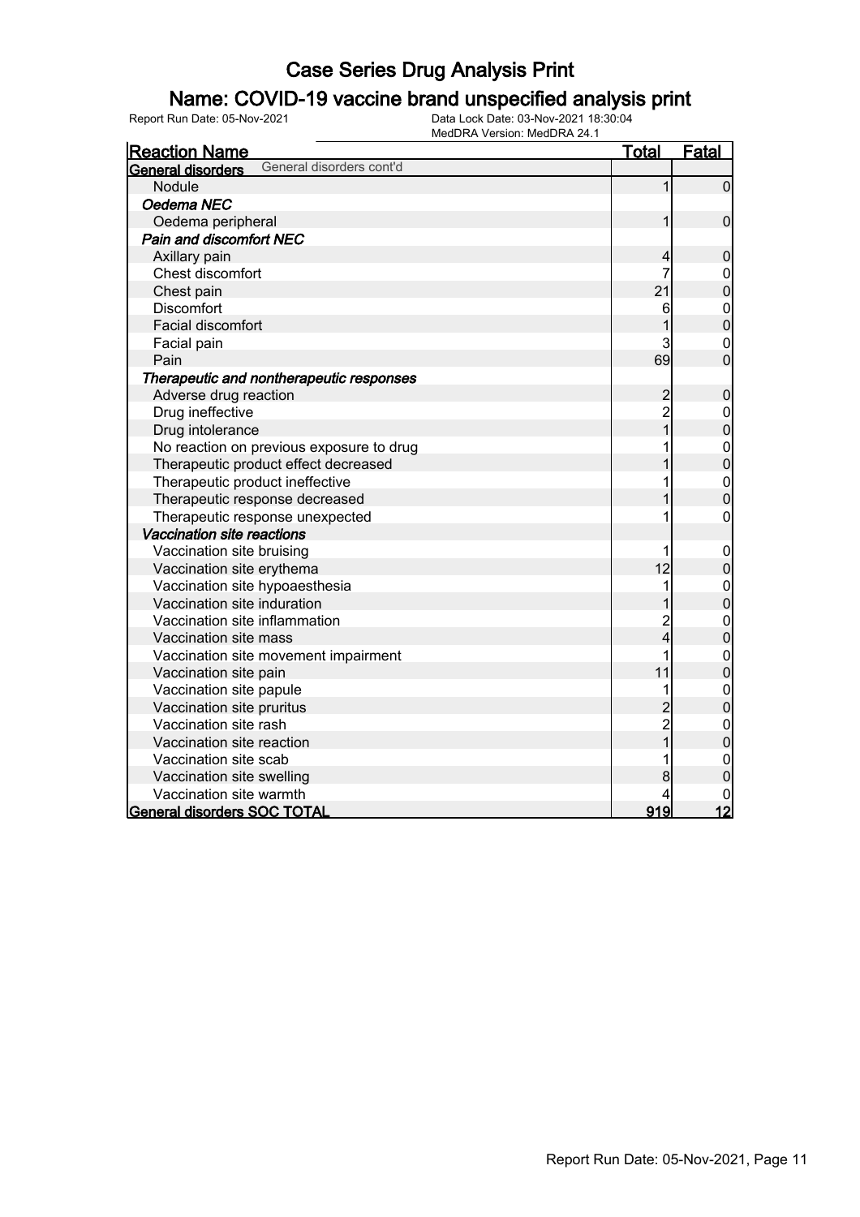# Case Series Drug Analysis Print

## Name: COVID-19 vaccine brand unspecified analysis print

Report Run Date: 05-Nov-2021    Data Lock Date: 03-Nov-2021 18:30:04
MedDRA Version: MedDRA 24.1

| Reaction Name | Total | Fatal |
|---|---|---|
| **General disorders** General disorders cont'd | | |
| Nodule | 1 | 0 |
| ***Oedema NEC*** | | |
| Oedema peripheral | 1 | 0 |
| ***Pain and discomfort NEC*** | | |
| Axillary pain | 4 | 0 |
| Chest discomfort | 7 | 0 |
| Chest pain | 21 | 0 |
| Discomfort | 6 | 0 |
| Facial discomfort | 1 | 0 |
| Facial pain | 3 | 0 |
| Pain | 69 | 0 |
| ***Therapeutic and nontherapeutic responses*** | | |
| Adverse drug reaction | 2 | 0 |
| Drug ineffective | 2 | 0 |
| Drug intolerance | 1 | 0 |
| No reaction on previous exposure to drug | 1 | 0 |
| Therapeutic product effect decreased | 1 | 0 |
| Therapeutic product ineffective | 1 | 0 |
| Therapeutic response decreased | 1 | 0 |
| Therapeutic response unexpected | 1 | 0 |
| ***Vaccination site reactions*** | | |
| Vaccination site bruising | 1 | 0 |
| Vaccination site erythema | 12 | 0 |
| Vaccination site hypoaesthesia | 1 | 0 |
| Vaccination site induration | 1 | 0 |
| Vaccination site inflammation | 2 | 0 |
| Vaccination site mass | 4 | 0 |
| Vaccination site movement impairment | 1 | 0 |
| Vaccination site pain | 11 | 0 |
| Vaccination site papule | 1 | 0 |
| Vaccination site pruritus | 2 | 0 |
| Vaccination site rash | 2 | 0 |
| Vaccination site reaction | 1 | 0 |
| Vaccination site scab | 1 | 0 |
| Vaccination site swelling | 8 | 0 |
| Vaccination site warmth | 4 | 0 |
| **General disorders SOC TOTAL** | **919** | **12** |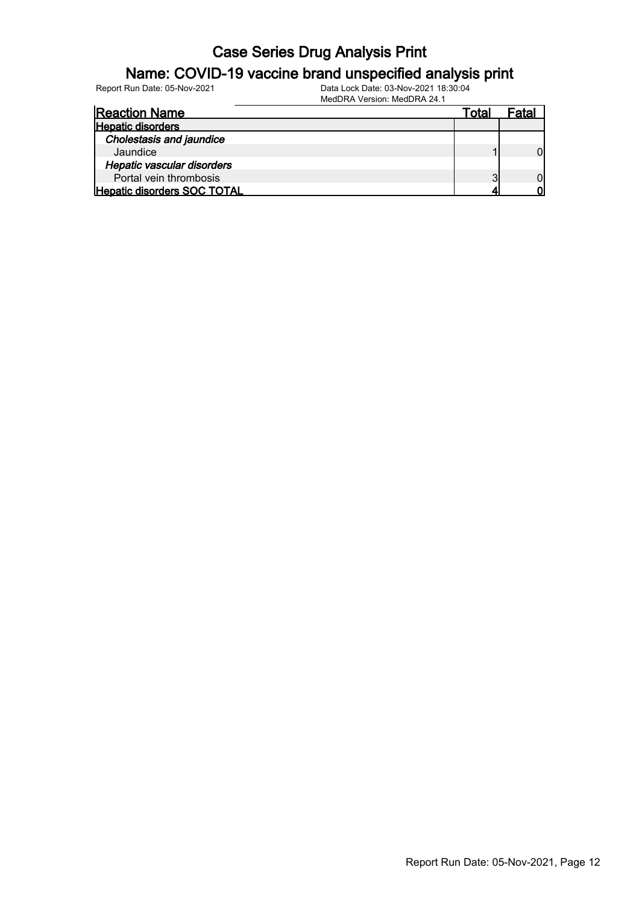# Case Series Drug Analysis Print

## Name: COVID-19 vaccine brand unspecified analysis print

Report Run Date: 05-Nov-2021

Data Lock Date: 03-Nov-2021 18:30:04

MedDRA Version: MedDRA 24.1

| Reaction Name | Total | Fatal |
|---|---|---|
| **Hepatic disorders** | | |
| ***Cholestasis and jaundice*** | | |
| Jaundice | 1 | 0 |
| ***Hepatic vascular disorders*** | | |
| Portal vein thrombosis | 3 | 0 |
| **Hepatic disorders SOC TOTAL** | **4** | **0** |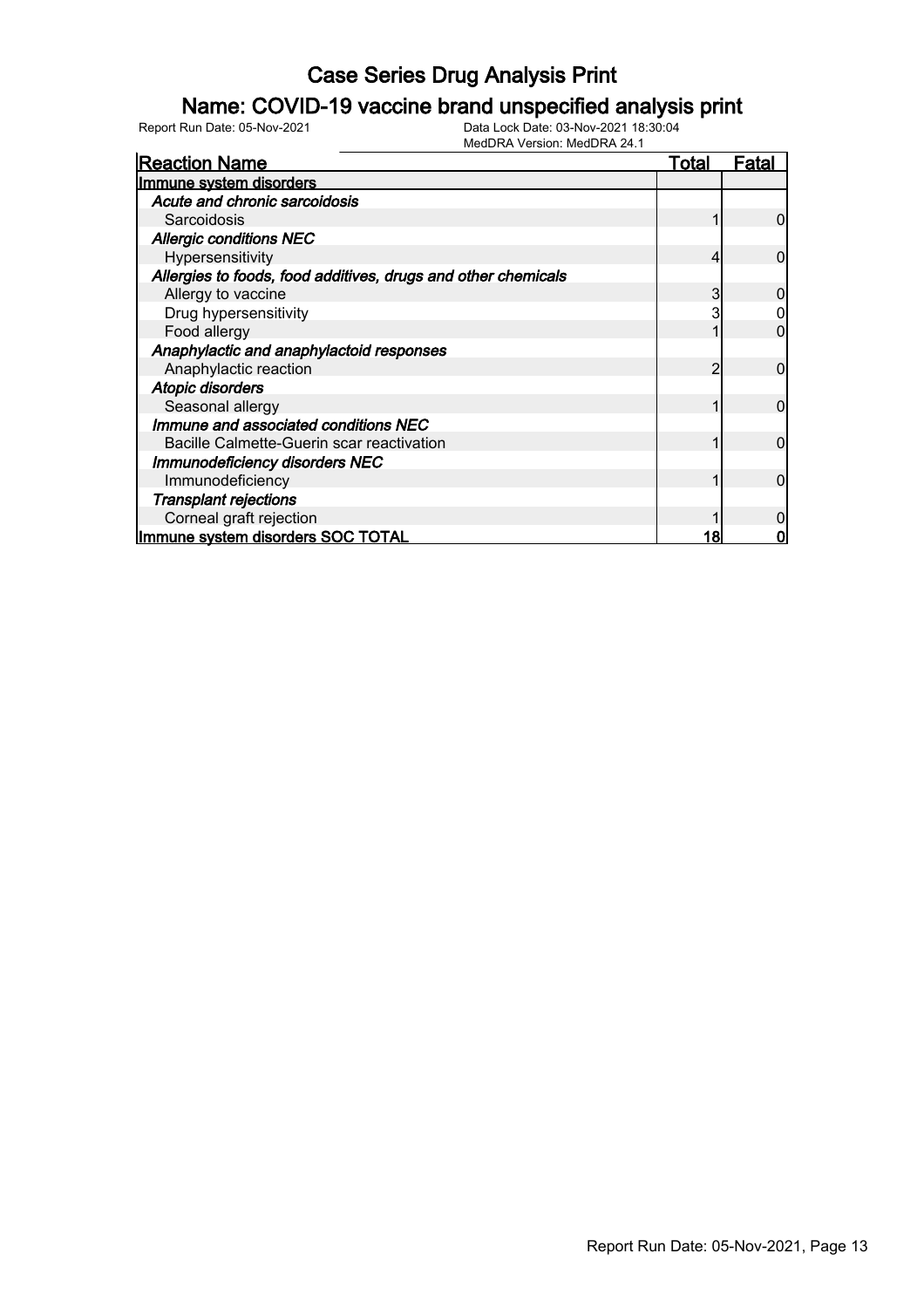# Case Series Drug Analysis Print

## Name: COVID-19 vaccine brand unspecified analysis print

Report Run Date: 05-Nov-2021

Data Lock Date: 03-Nov-2021 18:30:04
MedDRA Version: MedDRA 24.1

| Reaction Name | Total | Fatal |
|---|---|---|
| **Immune system disorders** | | |
| *Acute and chronic sarcoidosis* | | |
| Sarcoidosis | 1 | 0 |
| *Allergic conditions NEC* | | |
| Hypersensitivity | 4 | 0 |
| *Allergies to foods, food additives, drugs and other chemicals* | | |
| Allergy to vaccine | 3 | 0 |
| Drug hypersensitivity | 3 | 0 |
| Food allergy | 1 | 0 |
| *Anaphylactic and anaphylactoid responses* | | |
| Anaphylactic reaction | 2 | 0 |
| *Atopic disorders* | | |
| Seasonal allergy | 1 | 0 |
| *Immune and associated conditions NEC* | | |
| Bacille Calmette-Guerin scar reactivation | 1 | 0 |
| *Immunodeficiency disorders NEC* | | |
| Immunodeficiency | 1 | 0 |
| *Transplant rejections* | | |
| Corneal graft rejection | 1 | 0 |
| **Immune system disorders SOC TOTAL** | **18** | **0** |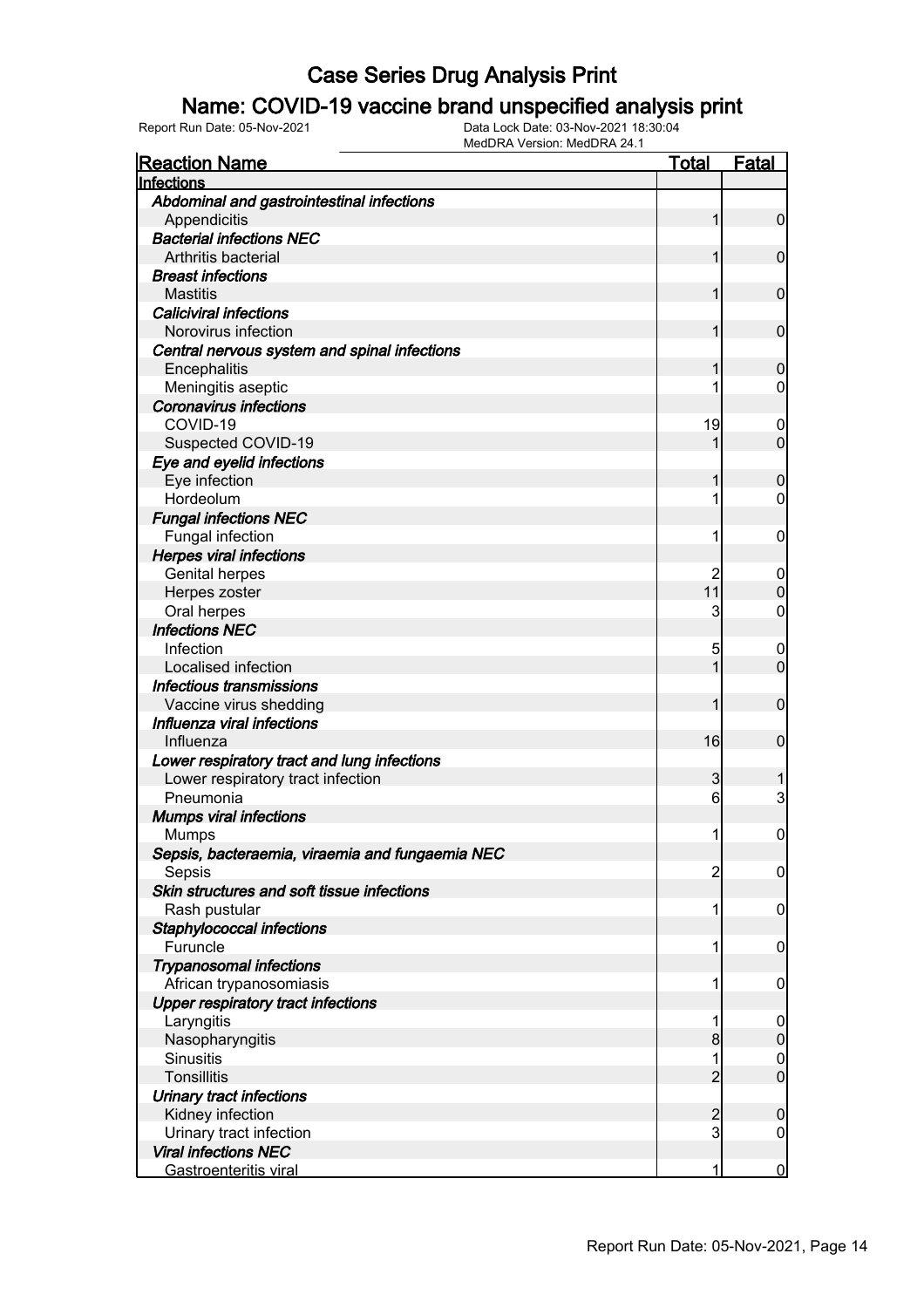# Case Series Drug Analysis Print

## Name: COVID-19 vaccine brand unspecified analysis print

Report Run Date: 05-Nov-2021 | Data Lock Date: 03-Nov-2021 18:30:04 | MedDRA Version: MedDRA 24.1

| Reaction Name | Total | Fatal |
|---|---|---|
| **Infections** | | |
| ***Abdominal and gastrointestinal infections*** | | |
| Appendicitis | 1 | 0 |
| ***Bacterial infections NEC*** | | |
| Arthritis bacterial | 1 | 0 |
| ***Breast infections*** | | |
| Mastitis | 1 | 0 |
| ***Caliciviral infections*** | | |
| Norovirus infection | 1 | 0 |
| ***Central nervous system and spinal infections*** | | |
| Encephalitis | 1 | 0 |
| Meningitis aseptic | 1 | 0 |
| ***Coronavirus infections*** | | |
| COVID-19 | 19 | 0 |
| Suspected COVID-19 | 1 | 0 |
| ***Eye and eyelid infections*** | | |
| Eye infection | 1 | 0 |
| Hordeolum | 1 | 0 |
| ***Fungal infections NEC*** | | |
| Fungal infection | 1 | 0 |
| ***Herpes viral infections*** | | |
| Genital herpes | 2 | 0 |
| Herpes zoster | 11 | 0 |
| Oral herpes | 3 | 0 |
| ***Infections NEC*** | | |
| Infection | 5 | 0 |
| Localised infection | 1 | 0 |
| ***Infectious transmissions*** | | |
| Vaccine virus shedding | 1 | 0 |
| ***Influenza viral infections*** | | |
| Influenza | 16 | 0 |
| ***Lower respiratory tract and lung infections*** | | |
| Lower respiratory tract infection | 3 | 1 |
| Pneumonia | 6 | 3 |
| ***Mumps viral infections*** | | |
| Mumps | 1 | 0 |
| ***Sepsis, bacteraemia, viraemia and fungaemia NEC*** | | |
| Sepsis | 2 | 0 |
| ***Skin structures and soft tissue infections*** | | |
| Rash pustular | 1 | 0 |
| ***Staphylococcal infections*** | | |
| Furuncle | 1 | 0 |
| ***Trypanosomal infections*** | | |
| African trypanosomiasis | 1 | 0 |
| ***Upper respiratory tract infections*** | | |
| Laryngitis | 1 | 0 |
| Nasopharyngitis | 8 | 0 |
| Sinusitis | 1 | 0 |
| Tonsillitis | 2 | 0 |
| ***Urinary tract infections*** | | |
| Kidney infection | 2 | 0 |
| Urinary tract infection | 3 | 0 |
| ***Viral infections NEC*** | | |
| Gastroenteritis viral | 1 | 0 |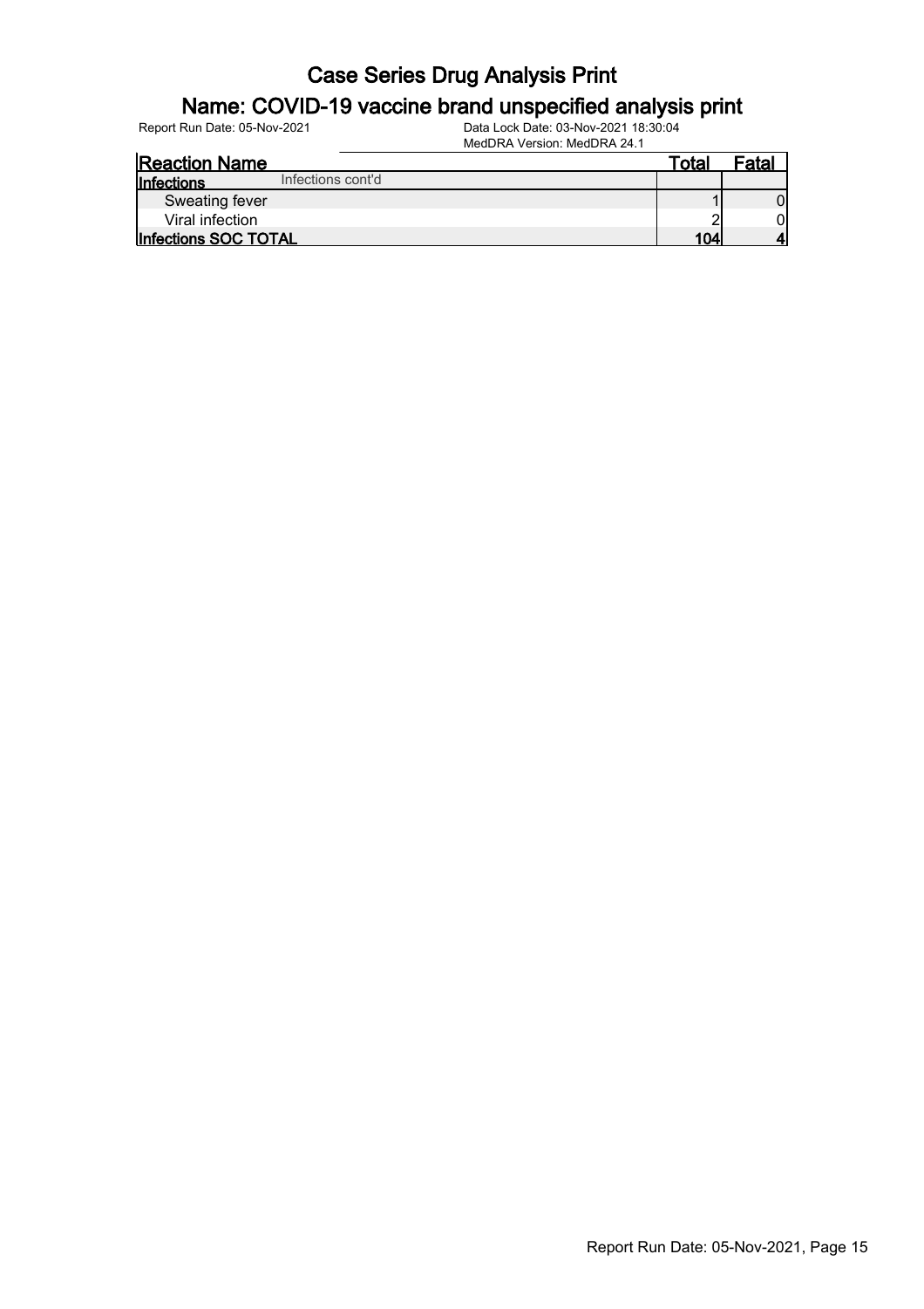# Case Series Drug Analysis Print

## Name: COVID-19 vaccine brand unspecified analysis print

Report Run Date: 05-Nov-2021

Data Lock Date: 03-Nov-2021 18:30:04

MedDRA Version: MedDRA 24.1

| Reaction Name | Total | Fatal |
|---|---|---|
| **Infections** Infections cont'd | | |
| Sweating fever | 1 | 0 |
| Viral infection | 2 | 0 |
| **Infections SOC TOTAL** | **104** | **4** |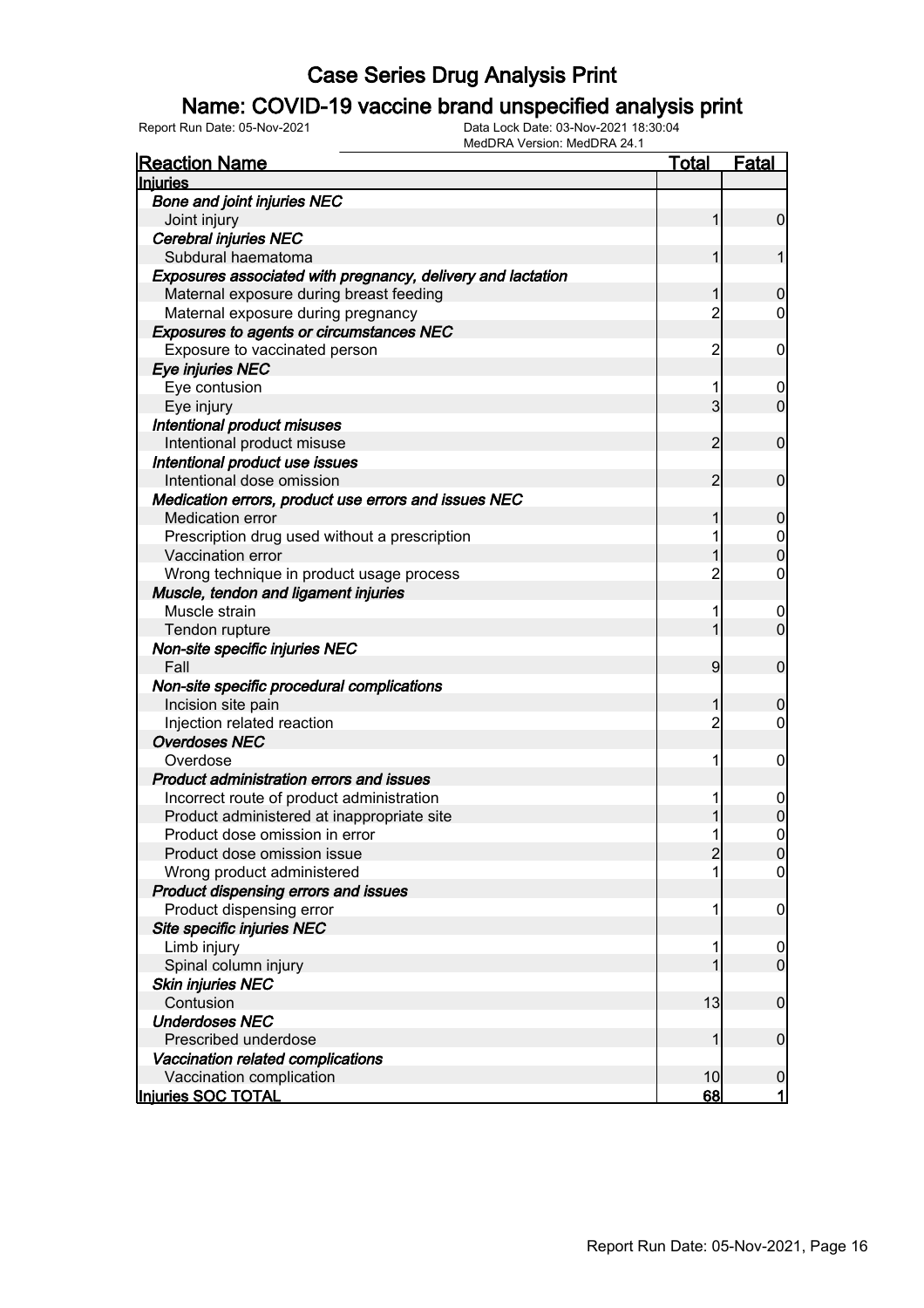# Case Series Drug Analysis Print

## Name: COVID-19 vaccine brand unspecified analysis print

Report Run Date: 05-Nov-2021    Data Lock Date: 03-Nov-2021 18:30:04
MedDRA Version: MedDRA 24.1

| Reaction Name | Total | Fatal |
|---|---|---|
| **Injuries** | | |
| ***Bone and joint injuries NEC*** | | |
| Joint injury | 1 | 0 |
| ***Cerebral injuries NEC*** | | |
| Subdural haematoma | 1 | 1 |
| ***Exposures associated with pregnancy, delivery and lactation*** | | |
| Maternal exposure during breast feeding | 1 | 0 |
| Maternal exposure during pregnancy | 2 | 0 |
| ***Exposures to agents or circumstances NEC*** | | |
| Exposure to vaccinated person | 2 | 0 |
| ***Eye injuries NEC*** | | |
| Eye contusion | 1 | 0 |
| Eye injury | 3 | 0 |
| ***Intentional product misuses*** | | |
| Intentional product misuse | 2 | 0 |
| ***Intentional product use issues*** | | |
| Intentional dose omission | 2 | 0 |
| ***Medication errors, product use errors and issues NEC*** | | |
| Medication error | 1 | 0 |
| Prescription drug used without a prescription | 1 | 0 |
| Vaccination error | 1 | 0 |
| Wrong technique in product usage process | 2 | 0 |
| ***Muscle, tendon and ligament injuries*** | | |
| Muscle strain | 1 | 0 |
| Tendon rupture | 1 | 0 |
| ***Non-site specific injuries NEC*** | | |
| Fall | 9 | 0 |
| ***Non-site specific procedural complications*** | | |
| Incision site pain | 1 | 0 |
| Injection related reaction | 2 | 0 |
| ***Overdoses NEC*** | | |
| Overdose | 1 | 0 |
| ***Product administration errors and issues*** | | |
| Incorrect route of product administration | 1 | 0 |
| Product administered at inappropriate site | 1 | 0 |
| Product dose omission in error | 1 | 0 |
| Product dose omission issue | 2 | 0 |
| Wrong product administered | 1 | 0 |
| ***Product dispensing errors and issues*** | | |
| Product dispensing error | 1 | 0 |
| ***Site specific injuries NEC*** | | |
| Limb injury | 1 | 0 |
| Spinal column injury | 1 | 0 |
| ***Skin injuries NEC*** | | |
| Contusion | 13 | 0 |
| ***Underdoses NEC*** | | |
| Prescribed underdose | 1 | 0 |
| ***Vaccination related complications*** | | |
| Vaccination complication | 10 | 0 |
| **Injuries SOC TOTAL** | **68** | **1** |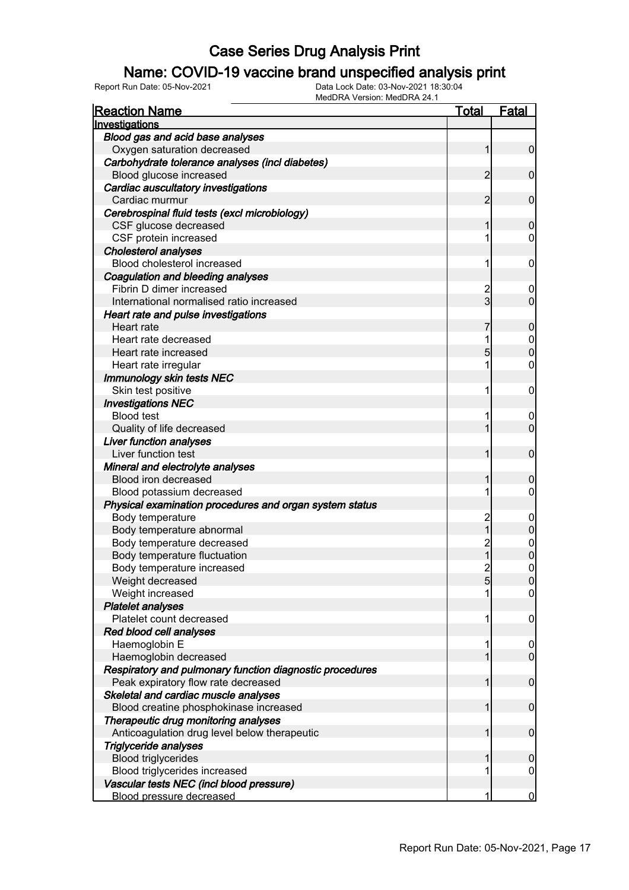# Case Series Drug Analysis Print

## Name: COVID-19 vaccine brand unspecified analysis print

Report Run Date: 05-Nov-2021    Data Lock Date: 03-Nov-2021 18:30:04
MedDRA Version: MedDRA 24.1

| Reaction Name | Total | Fatal |
|---|---|---|
| **Investigations** | | |
| ***Blood gas and acid base analyses*** | | |
| Oxygen saturation decreased | 1 | 0 |
| ***Carbohydrate tolerance analyses (incl diabetes)*** | | |
| Blood glucose increased | 2 | 0 |
| ***Cardiac auscultatory investigations*** | | |
| Cardiac murmur | 2 | 0 |
| ***Cerebrospinal fluid tests (excl microbiology)*** | | |
| CSF glucose decreased | 1 | 0 |
| CSF protein increased | 1 | 0 |
| ***Cholesterol analyses*** | | |
| Blood cholesterol increased | 1 | 0 |
| ***Coagulation and bleeding analyses*** | | |
| Fibrin D dimer increased | 2 | 0 |
| International normalised ratio increased | 3 | 0 |
| ***Heart rate and pulse investigations*** | | |
| Heart rate | 7 | 0 |
| Heart rate decreased | 1 | 0 |
| Heart rate increased | 5 | 0 |
| Heart rate irregular | 1 | 0 |
| ***Immunology skin tests NEC*** | | |
| Skin test positive | 1 | 0 |
| ***Investigations NEC*** | | |
| Blood test | 1 | 0 |
| Quality of life decreased | 1 | 0 |
| ***Liver function analyses*** | | |
| Liver function test | 1 | 0 |
| ***Mineral and electrolyte analyses*** | | |
| Blood iron decreased | 1 | 0 |
| Blood potassium decreased | 1 | 0 |
| ***Physical examination procedures and organ system status*** | | |
| Body temperature | 2 | 0 |
| Body temperature abnormal | 1 | 0 |
| Body temperature decreased | 2 | 0 |
| Body temperature fluctuation | 1 | 0 |
| Body temperature increased | 2 | 0 |
| Weight decreased | 5 | 0 |
| Weight increased | 1 | 0 |
| ***Platelet analyses*** | | |
| Platelet count decreased | 1 | 0 |
| ***Red blood cell analyses*** | | |
| Haemoglobin E | 1 | 0 |
| Haemoglobin decreased | 1 | 0 |
| ***Respiratory and pulmonary function diagnostic procedures*** | | |
| Peak expiratory flow rate decreased | 1 | 0 |
| ***Skeletal and cardiac muscle analyses*** | | |
| Blood creatine phosphokinase increased | 1 | 0 |
| ***Therapeutic drug monitoring analyses*** | | |
| Anticoagulation drug level below therapeutic | 1 | 0 |
| ***Triglyceride analyses*** | | |
| Blood triglycerides | 1 | 0 |
| Blood triglycerides increased | 1 | 0 |
| ***Vascular tests NEC (incl blood pressure)*** | | |
| Blood pressure decreased | 1 | 0 |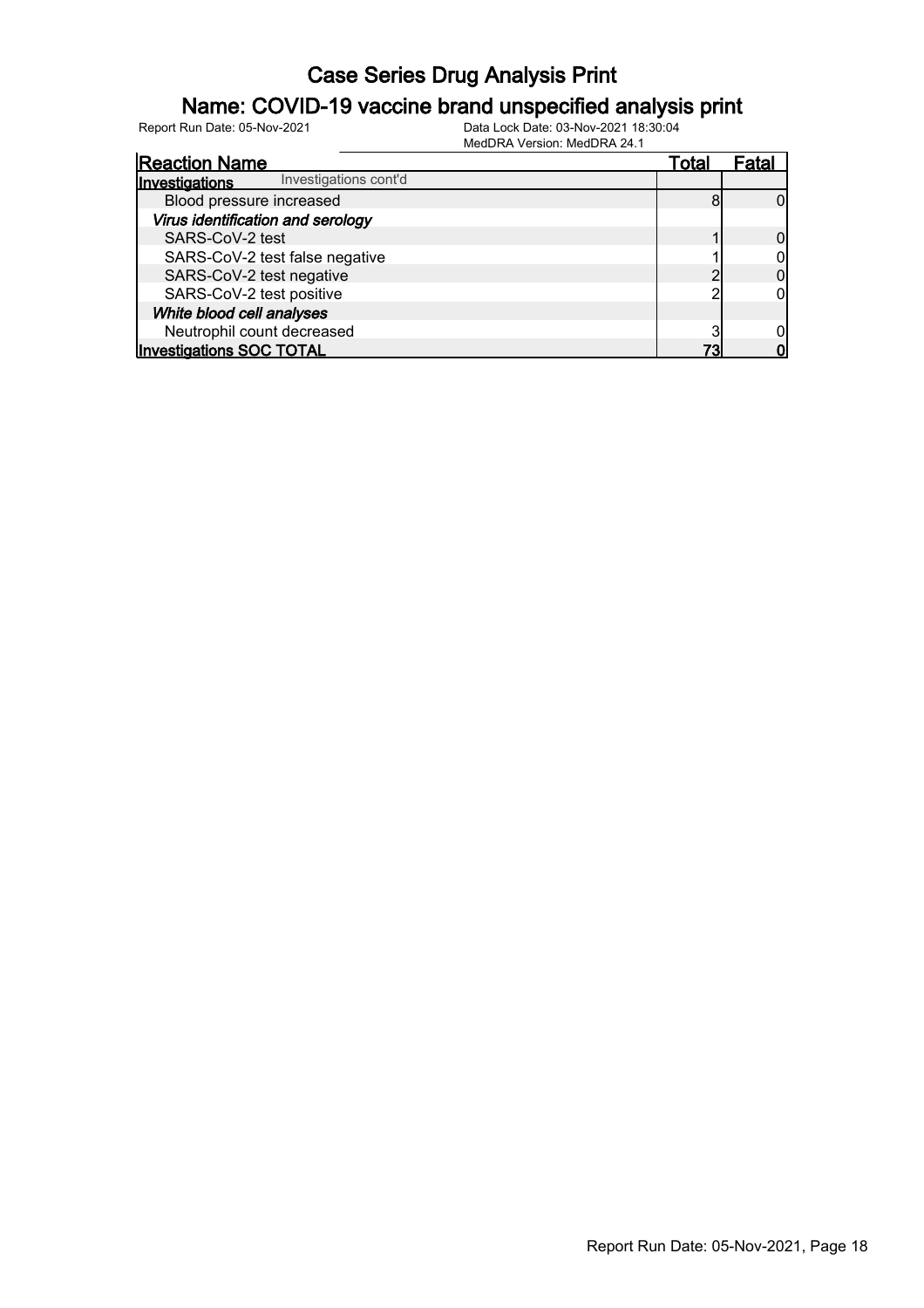# Case Series Drug Analysis Print

## Name: COVID-19 vaccine brand unspecified analysis print

Report Run Date: 05-Nov-2021 | Data Lock Date: 03-Nov-2021 18:30:04 | MedDRA Version: MedDRA 24.1

| Reaction Name | Total | Fatal |
|---|---|---|
| **Investigations** Investigations cont'd | | |
| Blood pressure increased | 8 | 0 |
| ***Virus identification and serology*** | | |
| SARS-CoV-2 test | 1 | 0 |
| SARS-CoV-2 test false negative | 1 | 0 |
| SARS-CoV-2 test negative | 2 | 0 |
| SARS-CoV-2 test positive | 2 | 0 |
| ***White blood cell analyses*** | | |
| Neutrophil count decreased | 3 | 0 |
| **Investigations SOC TOTAL** | **73** | **0** |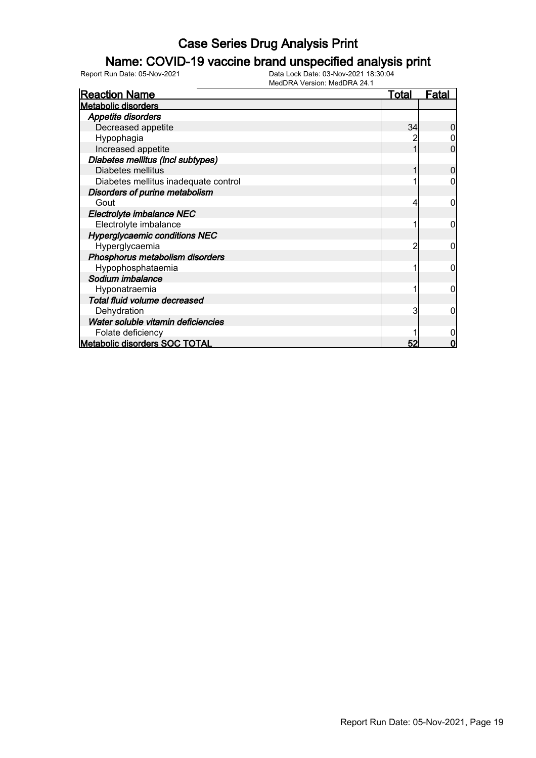# Case Series Drug Analysis Print

## Name: COVID-19 vaccine brand unspecified analysis print

Report Run Date: 05-Nov-2021

Data Lock Date: 03-Nov-2021 18:30:04

MedDRA Version: MedDRA 24.1

| Reaction Name | Total | Fatal |
|---|---|---|
| **Metabolic disorders** | | |
| ***Appetite disorders*** | | |
| Decreased appetite | 34 | 0 |
| Hypophagia | 2 | 0 |
| Increased appetite | 1 | 0 |
| ***Diabetes mellitus (incl subtypes)*** | | |
| Diabetes mellitus | 1 | 0 |
| Diabetes mellitus inadequate control | 1 | 0 |
| ***Disorders of purine metabolism*** | | |
| Gout | 4 | 0 |
| ***Electrolyte imbalance NEC*** | | |
| Electrolyte imbalance | 1 | 0 |
| ***Hyperglycaemic conditions NEC*** | | |
| Hyperglycaemia | 2 | 0 |
| ***Phosphorus metabolism disorders*** | | |
| Hypophosphataemia | 1 | 0 |
| ***Sodium imbalance*** | | |
| Hyponatraemia | 1 | 0 |
| ***Total fluid volume decreased*** | | |
| Dehydration | 3 | 0 |
| ***Water soluble vitamin deficiencies*** | | |
| Folate deficiency | 1 | 0 |
| **Metabolic disorders SOC TOTAL** | **52** | **0** |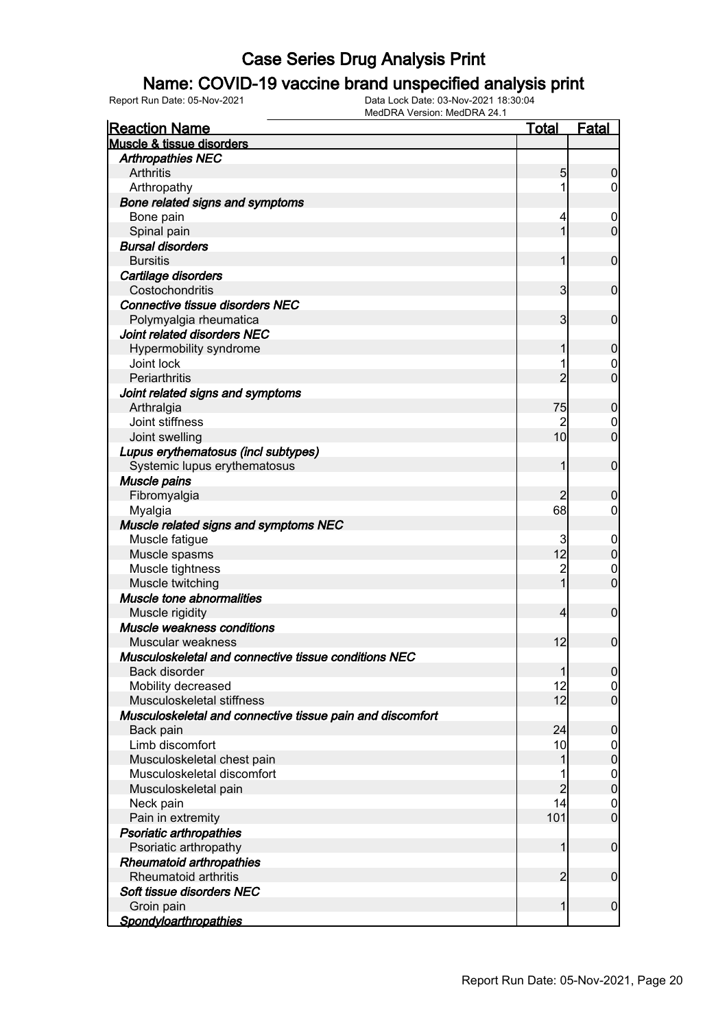# Case Series Drug Analysis Print

## Name: COVID-19 vaccine brand unspecified analysis print

Report Run Date: 05-Nov-2021

Data Lock Date: 03-Nov-2021 18:30:04
MedDRA Version: MedDRA 24.1

| Reaction Name | Total | Fatal |
|---|---|---|
| **Muscle & tissue disorders** | | |
| ***Arthropathies NEC*** | | |
| Arthritis | 5 | 0 |
| Arthropathy | 1 | 0 |
| ***Bone related signs and symptoms*** | | |
| Bone pain | 4 | 0 |
| Spinal pain | 1 | 0 |
| ***Bursal disorders*** | | |
| Bursitis | 1 | 0 |
| ***Cartilage disorders*** | | |
| Costochondritis | 3 | 0 |
| ***Connective tissue disorders NEC*** | | |
| Polymyalgia rheumatica | 3 | 0 |
| ***Joint related disorders NEC*** | | |
| Hypermobility syndrome | 1 | 0 |
| Joint lock | 1 | 0 |
| Periarthritis | 2 | 0 |
| ***Joint related signs and symptoms*** | | |
| Arthralgia | 75 | 0 |
| Joint stiffness | 2 | 0 |
| Joint swelling | 10 | 0 |
| ***Lupus erythematosus (incl subtypes)*** | | |
| Systemic lupus erythematosus | 1 | 0 |
| ***Muscle pains*** | | |
| Fibromyalgia | 2 | 0 |
| Myalgia | 68 | 0 |
| ***Muscle related signs and symptoms NEC*** | | |
| Muscle fatigue | 3 | 0 |
| Muscle spasms | 12 | 0 |
| Muscle tightness | 2 | 0 |
| Muscle twitching | 1 | 0 |
| ***Muscle tone abnormalities*** | | |
| Muscle rigidity | 4 | 0 |
| ***Muscle weakness conditions*** | | |
| Muscular weakness | 12 | 0 |
| ***Musculoskeletal and connective tissue conditions NEC*** | | |
| Back disorder | 1 | 0 |
| Mobility decreased | 12 | 0 |
| Musculoskeletal stiffness | 12 | 0 |
| ***Musculoskeletal and connective tissue pain and discomfort*** | | |
| Back pain | 24 | 0 |
| Limb discomfort | 10 | 0 |
| Musculoskeletal chest pain | 1 | 0 |
| Musculoskeletal discomfort | 1 | 0 |
| Musculoskeletal pain | 2 | 0 |
| Neck pain | 14 | 0 |
| Pain in extremity | 101 | 0 |
| ***Psoriatic arthropathies*** | | |
| Psoriatic arthropathy | 1 | 0 |
| ***Rheumatoid arthropathies*** | | |
| Rheumatoid arthritis | 2 | 0 |
| ***Soft tissue disorders NEC*** | | |
| Groin pain | 1 | 0 |
| ***Spondyloarthropathies*** | | |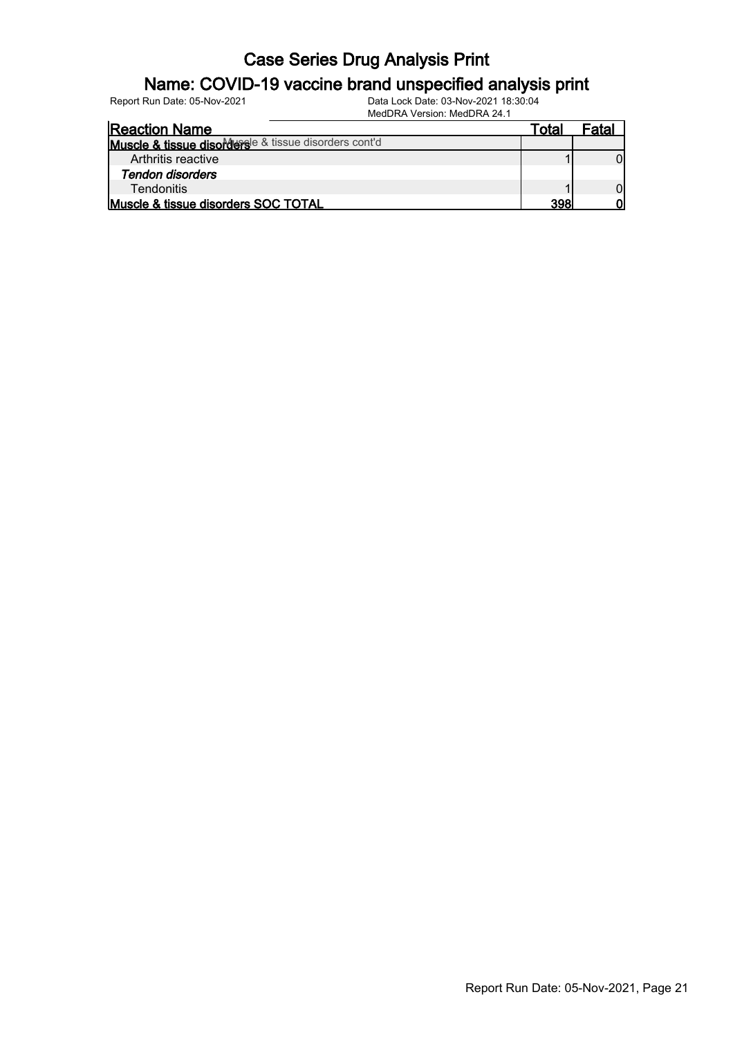# Case Series Drug Analysis Print

## Name: COVID-19 vaccine brand unspecified analysis print

Report Run Date: 05-Nov-2021    Data Lock Date: 03-Nov-2021 18:30:04
MedDRA Version: MedDRA 24.1

| Reaction Name | Total | Fatal |
|---|---|---|
| **Muscle & tissue disorders** Muscle & tissue disorders cont'd | | |
| Arthritis reactive | 1 | 0 |
| ***Tendon disorders*** | | |
| Tendonitis | 1 | 0 |
| **Muscle & tissue disorders SOC TOTAL** | **398** | **0** |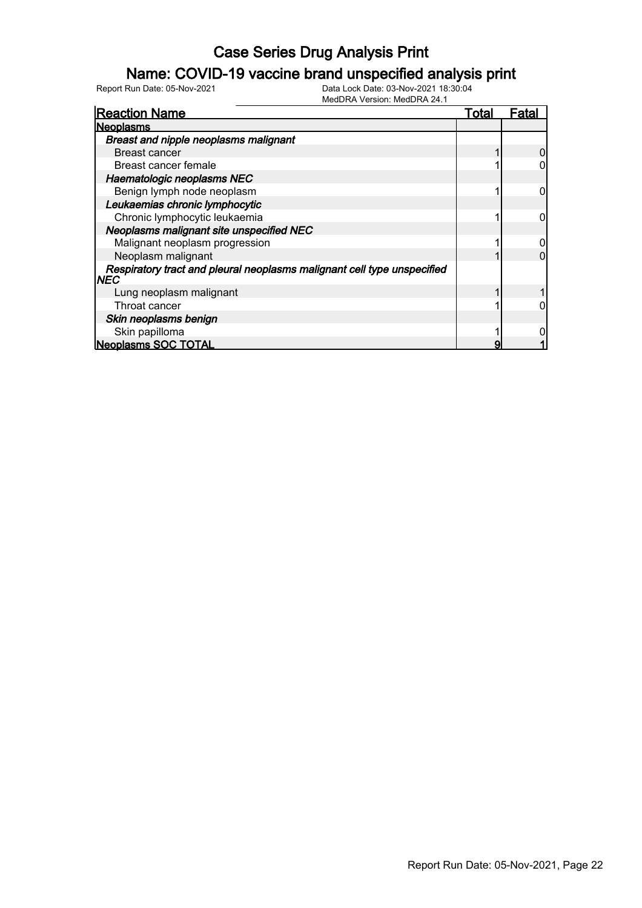# Case Series Drug Analysis Print

## Name: COVID-19 vaccine brand unspecified analysis print

Report Run Date: 05-Nov-2021 Data Lock Date: 03-Nov-2021 18:30:04
MedDRA Version: MedDRA 24.1

| Reaction Name | Total | Fatal |
|---|---|---|
| **Neoplasms** | | |
| ***Breast and nipple neoplasms malignant*** | | |
| Breast cancer | 1 | 0 |
| Breast cancer female | 1 | 0 |
| ***Haematologic neoplasms NEC*** | | |
| Benign lymph node neoplasm | 1 | 0 |
| ***Leukaemias chronic lymphocytic*** | | |
| Chronic lymphocytic leukaemia | 1 | 0 |
| ***Neoplasms malignant site unspecified NEC*** | | |
| Malignant neoplasm progression | 1 | 0 |
| Neoplasm malignant | 1 | 0 |
| ***Respiratory tract and pleural neoplasms malignant cell type unspecified NEC*** | | |
| Lung neoplasm malignant | 1 | 1 |
| Throat cancer | 1 | 0 |
| ***Skin neoplasms benign*** | | |
| Skin papilloma | 1 | 0 |
| **Neoplasms SOC TOTAL** | **9** | **1** |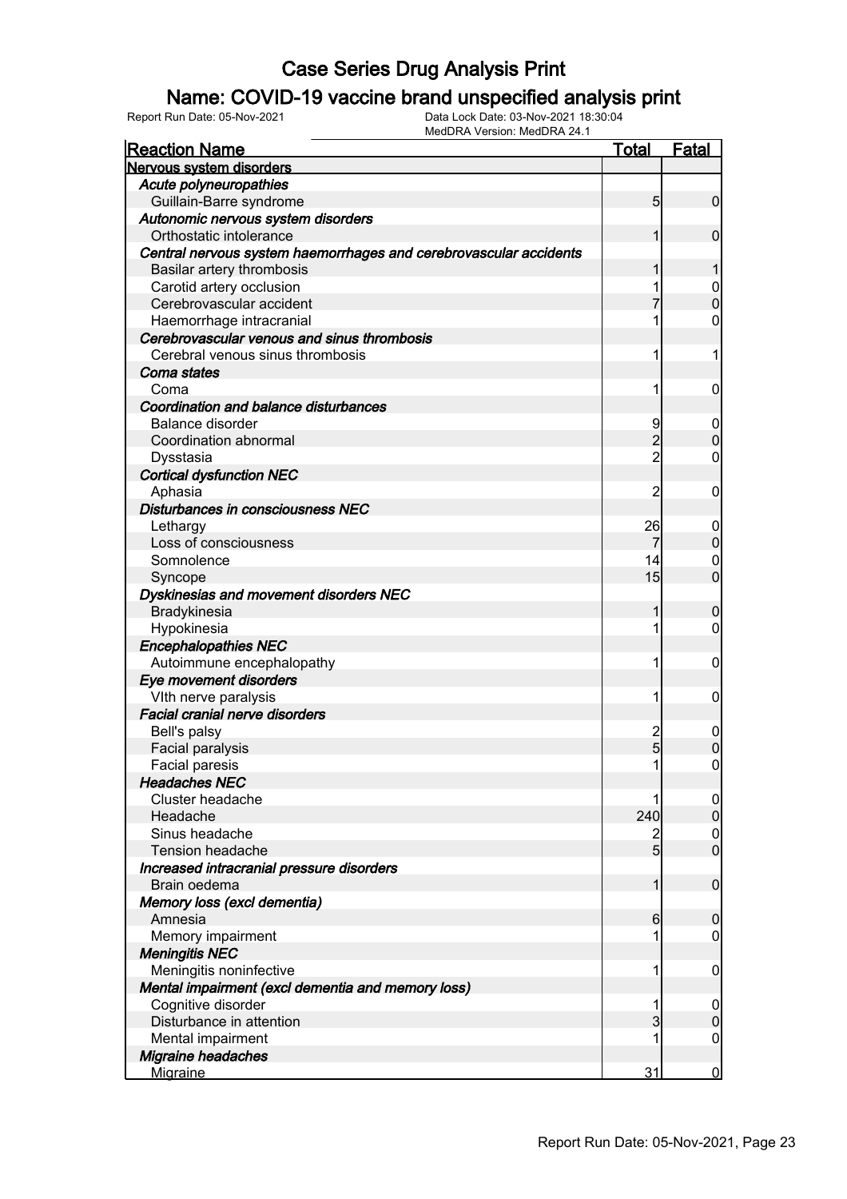# Case Series Drug Analysis Print

## Name: COVID-19 vaccine brand unspecified analysis print

Report Run Date: 05-Nov-2021 | Data Lock Date: 03-Nov-2021 18:30:04 | MedDRA Version: MedDRA 24.1

| Reaction Name | Total | Fatal |
|---|---|---|
| **Nervous system disorders** | | |
| *Acute polyneuropathies* | | |
| Guillain-Barre syndrome | 5 | 0 |
| *Autonomic nervous system disorders* | | |
| Orthostatic intolerance | 1 | 0 |
| *Central nervous system haemorrhages and cerebrovascular accidents* | | |
| Basilar artery thrombosis | 1 | 1 |
| Carotid artery occlusion | 1 | 0 |
| Cerebrovascular accident | 7 | 0 |
| Haemorrhage intracranial | 1 | 0 |
| *Cerebrovascular venous and sinus thrombosis* | | |
| Cerebral venous sinus thrombosis | 1 | 1 |
| *Coma states* | | |
| Coma | 1 | 0 |
| *Coordination and balance disturbances* | | |
| Balance disorder | 9 | 0 |
| Coordination abnormal | 2 | 0 |
| Dysstasia | 2 | 0 |
| *Cortical dysfunction NEC* | | |
| Aphasia | 2 | 0 |
| *Disturbances in consciousness NEC* | | |
| Lethargy | 26 | 0 |
| Loss of consciousness | 7 | 0 |
| Somnolence | 14 | 0 |
| Syncope | 15 | 0 |
| *Dyskinesias and movement disorders NEC* | | |
| Bradykinesia | 1 | 0 |
| Hypokinesia | 1 | 0 |
| *Encephalopathies NEC* | | |
| Autoimmune encephalopathy | 1 | 0 |
| *Eye movement disorders* | | |
| VIth nerve paralysis | 1 | 0 |
| *Facial cranial nerve disorders* | | |
| Bell's palsy | 2 | 0 |
| Facial paralysis | 5 | 0 |
| Facial paresis | 1 | 0 |
| *Headaches NEC* | | |
| Cluster headache | 1 | 0 |
| Headache | 240 | 0 |
| Sinus headache | 2 | 0 |
| Tension headache | 5 | 0 |
| *Increased intracranial pressure disorders* | | |
| Brain oedema | 1 | 0 |
| *Memory loss (excl dementia)* | | |
| Amnesia | 6 | 0 |
| Memory impairment | 1 | 0 |
| *Meningitis NEC* | | |
| Meningitis noninfective | 1 | 0 |
| *Mental impairment (excl dementia and memory loss)* | | |
| Cognitive disorder | 1 | 0 |
| Disturbance in attention | 3 | 0 |
| Mental impairment | 1 | 0 |
| *Migraine headaches* | | |
| Migraine | 31 | 0 |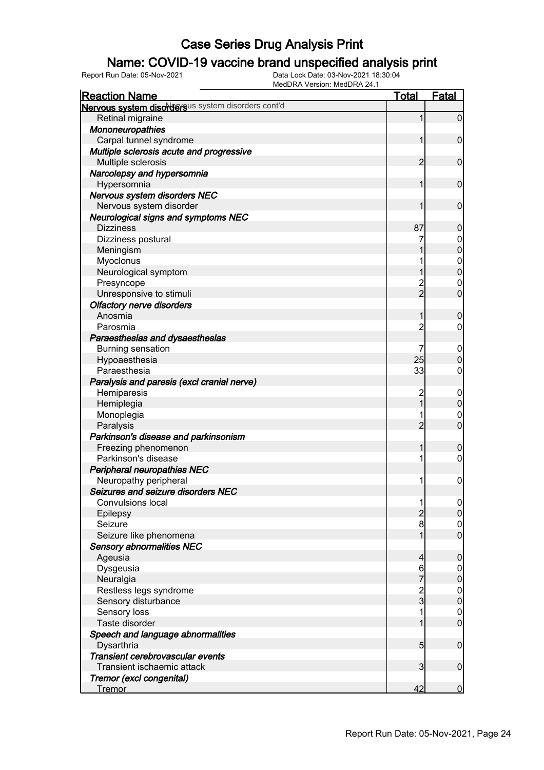# Case Series Drug Analysis Print

## Name: COVID-19 vaccine brand unspecified analysis print

Report Run Date: 05-Nov-2021

Data Lock Date: 03-Nov-2021 18:30:04

MedDRA Version: MedDRA 24.1

| Reaction Name | Total | Fatal |
|---|---|---|
| **Nervous system disorders** Nervous system disorders cont'd | | |
| Retinal migraine | 1 | 0 |
| ***Mononeuropathies*** | | |
| Carpal tunnel syndrome | 1 | 0 |
| ***Multiple sclerosis acute and progressive*** | | |
| Multiple sclerosis | 2 | 0 |
| ***Narcolepsy and hypersomnia*** | | |
| Hypersomnia | 1 | 0 |
| ***Nervous system disorders NEC*** | | |
| Nervous system disorder | 1 | 0 |
| ***Neurological signs and symptoms NEC*** | | |
| Dizziness | 87 | 0 |
| Dizziness postural | 7 | 0 |
| Meningism | 1 | 0 |
| Myoclonus | 1 | 0 |
| Neurological symptom | 1 | 0 |
| Presyncope | 2 | 0 |
| Unresponsive to stimuli | 2 | 0 |
| ***Olfactory nerve disorders*** | | |
| Anosmia | 1 | 0 |
| Parosmia | 2 | 0 |
| ***Paraesthesias and dysaesthesias*** | | |
| Burning sensation | 7 | 0 |
| Hypoaesthesia | 25 | 0 |
| Paraesthesia | 33 | 0 |
| ***Paralysis and paresis (excl cranial nerve)*** | | |
| Hemiparesis | 2 | 0 |
| Hemiplegia | 1 | 0 |
| Monoplegia | 1 | 0 |
| Paralysis | 2 | 0 |
| ***Parkinson's disease and parkinsonism*** | | |
| Freezing phenomenon | 1 | 0 |
| Parkinson's disease | 1 | 0 |
| ***Peripheral neuropathies NEC*** | | |
| Neuropathy peripheral | 1 | 0 |
| ***Seizures and seizure disorders NEC*** | | |
| Convulsions local | 1 | 0 |
| Epilepsy | 2 | 0 |
| Seizure | 8 | 0 |
| Seizure like phenomena | 1 | 0 |
| ***Sensory abnormalities NEC*** | | |
| Ageusia | 4 | 0 |
| Dysgeusia | 6 | 0 |
| Neuralgia | 7 | 0 |
| Restless legs syndrome | 2 | 0 |
| Sensory disturbance | 3 | 0 |
| Sensory loss | 1 | 0 |
| Taste disorder | 1 | 0 |
| ***Speech and language abnormalities*** | | |
| Dysarthria | 5 | 0 |
| ***Transient cerebrovascular events*** | | |
| Transient ischaemic attack | 3 | 0 |
| ***Tremor (excl congenital)*** | | |
| Tremor | 42 | 0 |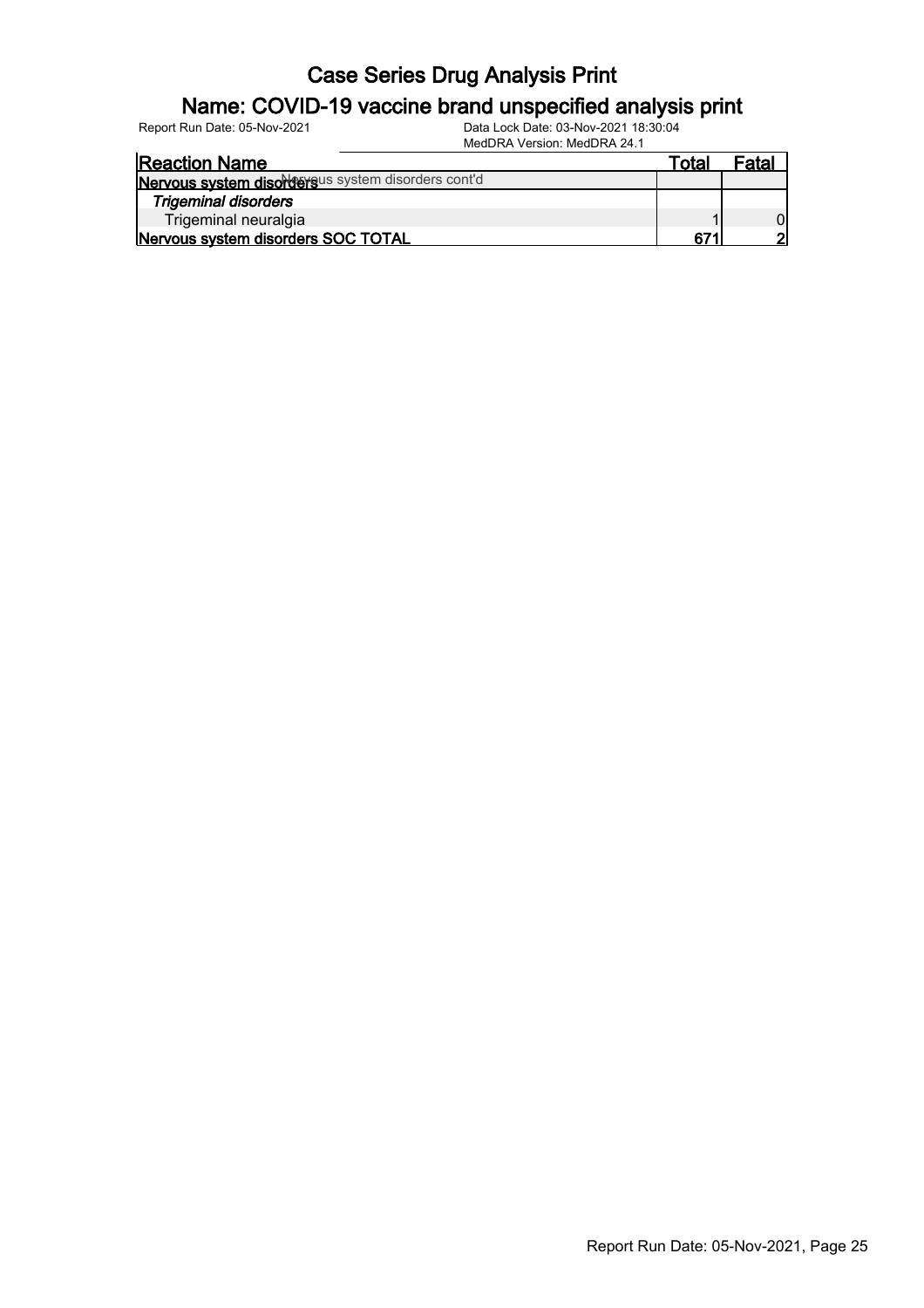# Case Series Drug Analysis Print

## Name: COVID-19 vaccine brand unspecified analysis print

Report Run Date: 05-Nov-2021

Data Lock Date: 03-Nov-2021 18:30:04

MedDRA Version: MedDRA 24.1

| Reaction Name | Total | Fatal |
|---|---|---|
| **Nervous system disorders** Nervous system disorders cont'd | | |
| ***Trigeminal disorders*** | | |
| Trigeminal neuralgia | 1 | 0 |
| **Nervous system disorders SOC TOTAL** | **671** | **2** |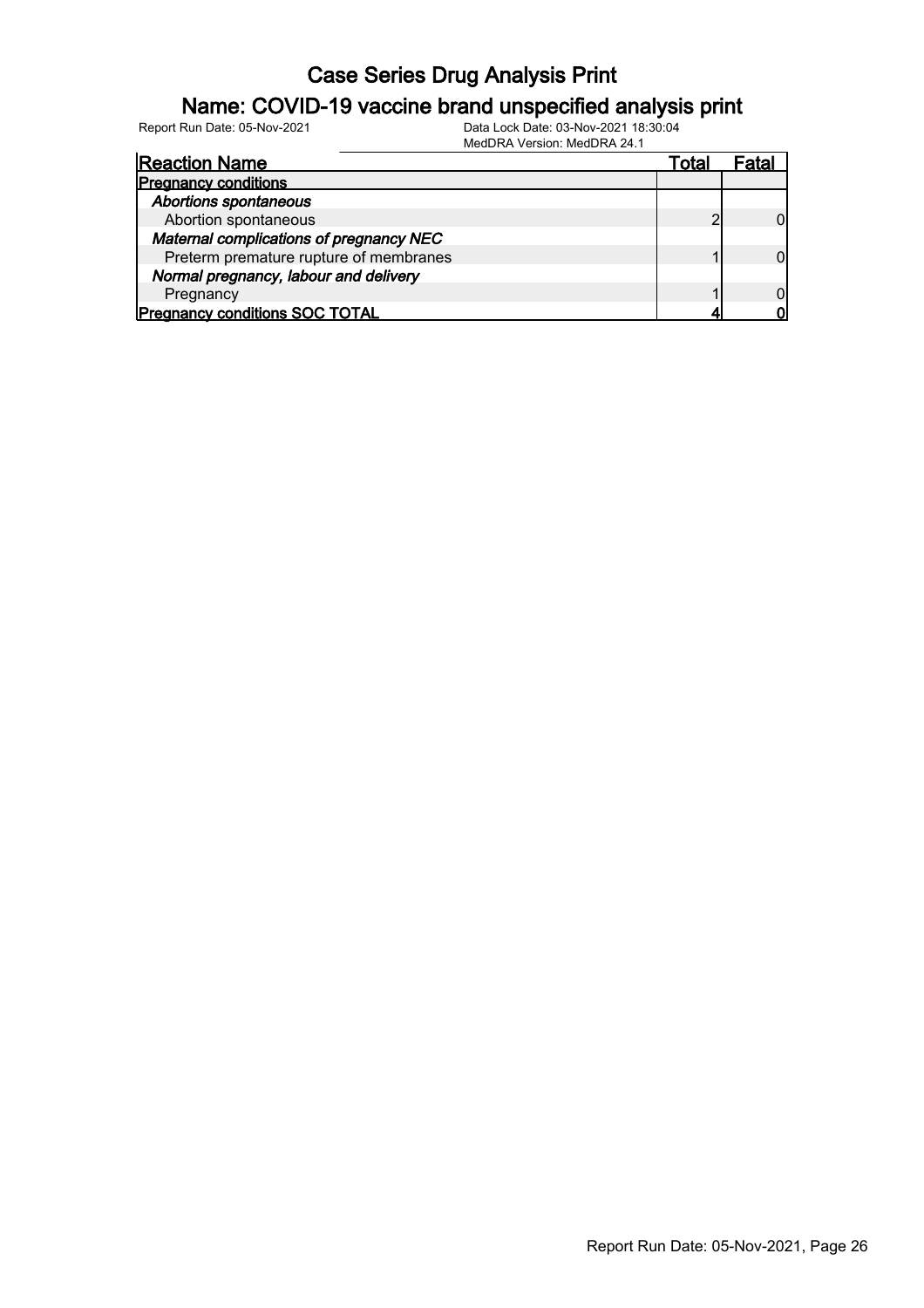# Case Series Drug Analysis Print

## Name: COVID-19 vaccine brand unspecified analysis print

Report Run Date: 05-Nov-2021

Data Lock Date: 03-Nov-2021 18:30:04
MedDRA Version: MedDRA 24.1

| Reaction Name | Total | Fatal |
|---|---|---|
| **Pregnancy conditions** | | |
| ***Abortions spontaneous*** | | |
| Abortion spontaneous | 2 | 0 |
| ***Maternal complications of pregnancy NEC*** | | |
| Preterm premature rupture of membranes | 1 | 0 |
| ***Normal pregnancy, labour and delivery*** | | |
| Pregnancy | 1 | 0 |
| **Pregnancy conditions SOC TOTAL** | **4** | **0** |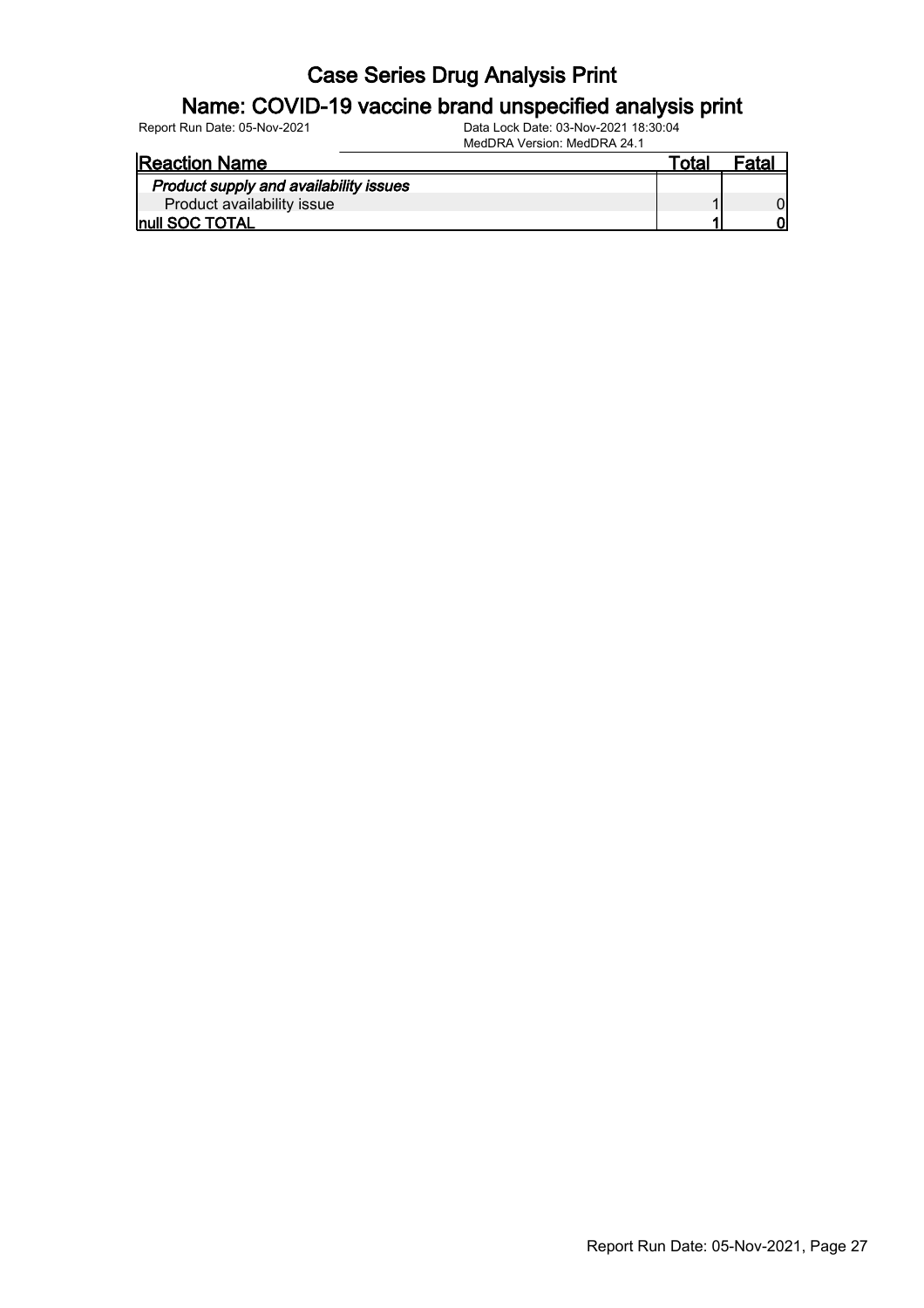# Case Series Drug Analysis Print

## Name: COVID-19 vaccine brand unspecified analysis print

Report Run Date: 05-Nov-2021 | Data Lock Date: 03-Nov-2021 18:30:04
MedDRA Version: MedDRA 24.1

| Reaction Name | Total | Fatal |
|---|---|---|
| ***Product supply and availability issues*** | | |
| Product availability issue | 1 | 0 |
| **null SOC TOTAL** | **1** | **0** |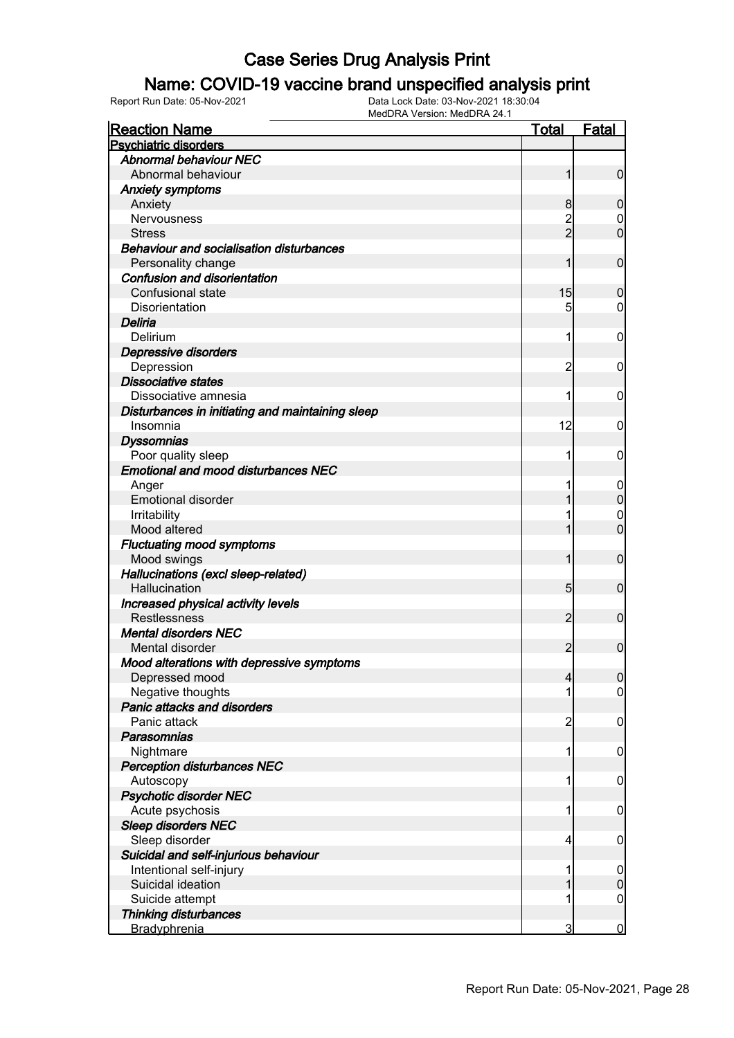# Case Series Drug Analysis Print

## Name: COVID-19 vaccine brand unspecified analysis print

Report Run Date: 05-Nov-2021 | Data Lock Date: 03-Nov-2021 18:30:04 | MedDRA Version: MedDRA 24.1

| Reaction Name | Total | Fatal |
|---|---|---|
| **Psychiatric disorders** | | |
| *Abnormal behaviour NEC* | | |
| Abnormal behaviour | 1 | 0 |
| *Anxiety symptoms* | | |
| Anxiety | 8 | 0 |
| Nervousness | 2 | 0 |
| Stress | 2 | 0 |
| *Behaviour and socialisation disturbances* | | |
| Personality change | 1 | 0 |
| *Confusion and disorientation* | | |
| Confusional state | 15 | 0 |
| Disorientation | 5 | 0 |
| *Deliria* | | |
| Delirium | 1 | 0 |
| *Depressive disorders* | | |
| Depression | 2 | 0 |
| *Dissociative states* | | |
| Dissociative amnesia | 1 | 0 |
| *Disturbances in initiating and maintaining sleep* | | |
| Insomnia | 12 | 0 |
| *Dyssomnias* | | |
| Poor quality sleep | 1 | 0 |
| *Emotional and mood disturbances NEC* | | |
| Anger | 1 | 0 |
| Emotional disorder | 1 | 0 |
| Irritability | 1 | 0 |
| Mood altered | 1 | 0 |
| *Fluctuating mood symptoms* | | |
| Mood swings | 1 | 0 |
| *Hallucinations (excl sleep-related)* | | |
| Hallucination | 5 | 0 |
| *Increased physical activity levels* | | |
| Restlessness | 2 | 0 |
| *Mental disorders NEC* | | |
| Mental disorder | 2 | 0 |
| *Mood alterations with depressive symptoms* | | |
| Depressed mood | 4 | 0 |
| Negative thoughts | 1 | 0 |
| *Panic attacks and disorders* | | |
| Panic attack | 2 | 0 |
| *Parasomnias* | | |
| Nightmare | 1 | 0 |
| *Perception disturbances NEC* | | |
| Autoscopy | 1 | 0 |
| *Psychotic disorder NEC* | | |
| Acute psychosis | 1 | 0 |
| *Sleep disorders NEC* | | |
| Sleep disorder | 4 | 0 |
| *Suicidal and self-injurious behaviour* | | |
| Intentional self-injury | 1 | 0 |
| Suicidal ideation | 1 | 0 |
| Suicide attempt | 1 | 0 |
| *Thinking disturbances* | | |
| Bradyphrenia | 3 | 0 |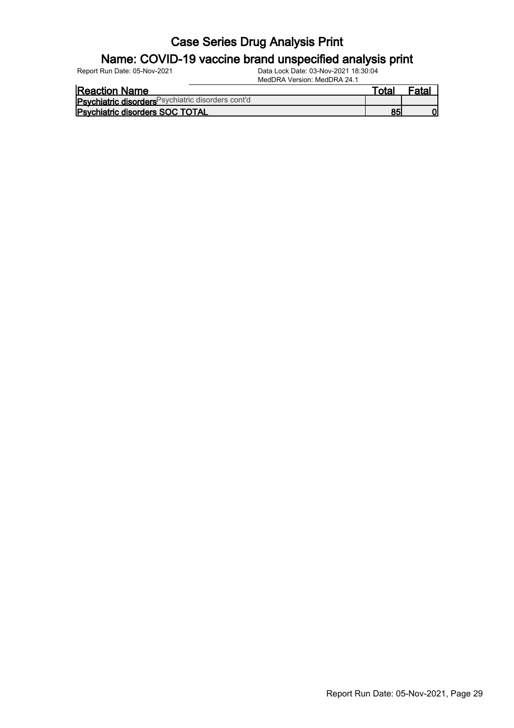# Case Series Drug Analysis Print

## Name: COVID-19 vaccine brand unspecified analysis print

Report Run Date: 05-Nov-2021

Data Lock Date: 03-Nov-2021 18:30:04

MedDRA Version: MedDRA 24.1

| Reaction Name | Total | Fatal |
|---|---|---|
| **Psychiatric disorders** Psychiatric disorders cont'd | | |
| **Psychiatric disorders SOC TOTAL** | 85 | 0 |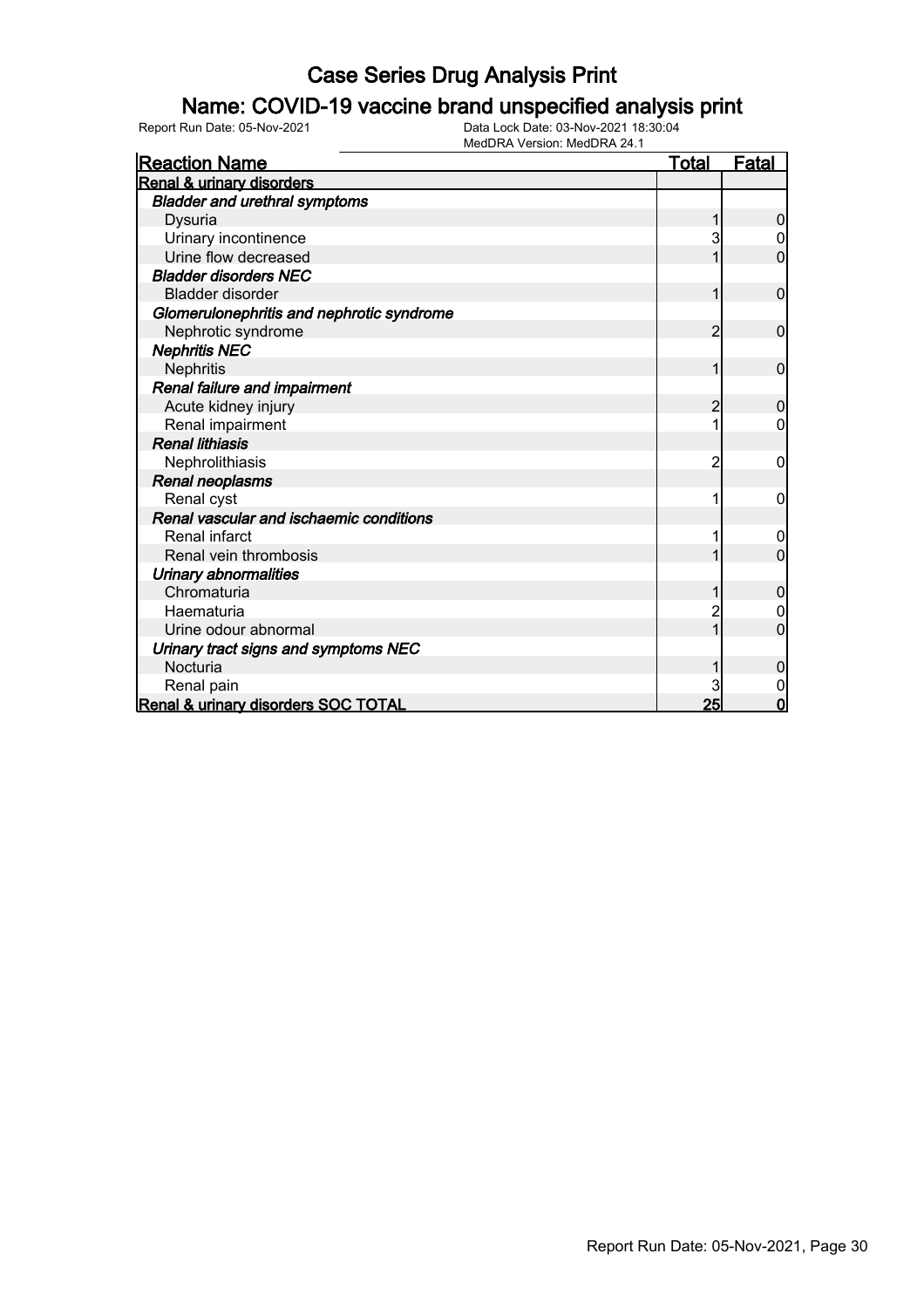# Case Series Drug Analysis Print

## Name: COVID-19 vaccine brand unspecified analysis print

Report Run Date: 05-Nov-2021

Data Lock Date: 03-Nov-2021 18:30:04
MedDRA Version: MedDRA 24.1

| Reaction Name | Total | Fatal |
|---|---|---|
| **Renal & urinary disorders** | | |
| ***Bladder and urethral symptoms*** | | |
| Dysuria | 1 | 0 |
| Urinary incontinence | 3 | 0 |
| Urine flow decreased | 1 | 0 |
| ***Bladder disorders NEC*** | | |
| Bladder disorder | 1 | 0 |
| ***Glomerulonephritis and nephrotic syndrome*** | | |
| Nephrotic syndrome | 2 | 0 |
| ***Nephritis NEC*** | | |
| Nephritis | 1 | 0 |
| ***Renal failure and impairment*** | | |
| Acute kidney injury | 2 | 0 |
| Renal impairment | 1 | 0 |
| ***Renal lithiasis*** | | |
| Nephrolithiasis | 2 | 0 |
| ***Renal neoplasms*** | | |
| Renal cyst | 1 | 0 |
| ***Renal vascular and ischaemic conditions*** | | |
| Renal infarct | 1 | 0 |
| Renal vein thrombosis | 1 | 0 |
| ***Urinary abnormalities*** | | |
| Chromaturia | 1 | 0 |
| Haematuria | 2 | 0 |
| Urine odour abnormal | 1 | 0 |
| ***Urinary tract signs and symptoms NEC*** | | |
| Nocturia | 1 | 0 |
| Renal pain | 3 | 0 |
| **Renal & urinary disorders SOC TOTAL** | **25** | **0** |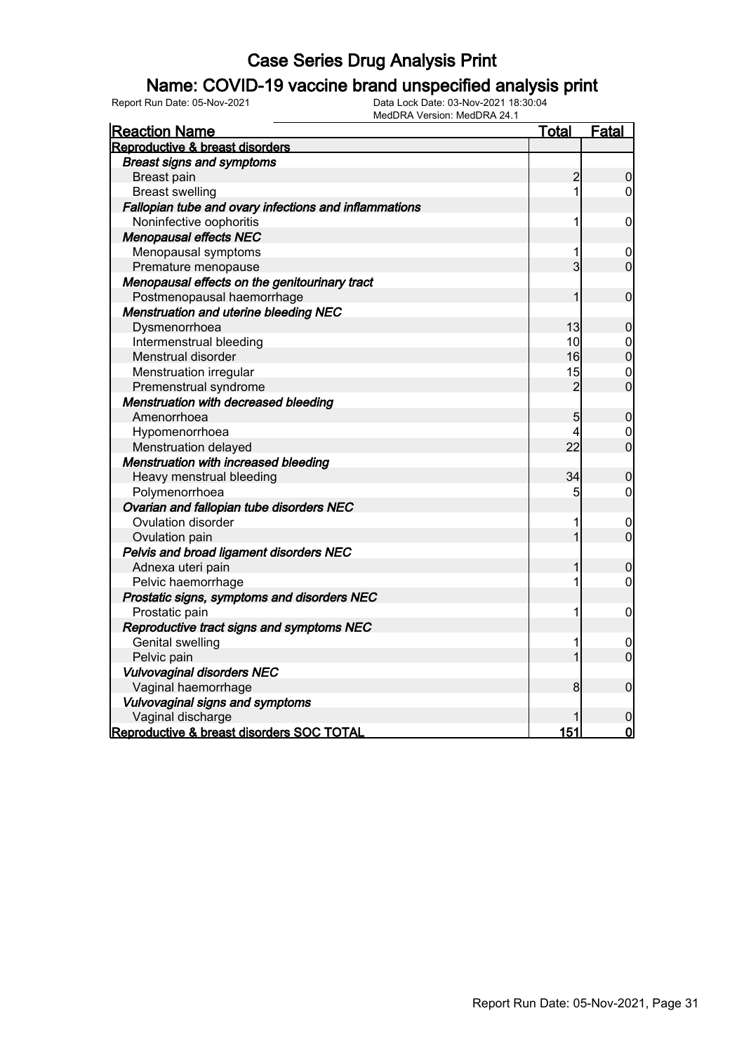# Case Series Drug Analysis Print

## Name: COVID-19 vaccine brand unspecified analysis print

Report Run Date: 05-Nov-2021

Data Lock Date: 03-Nov-2021 18:30:04

MedDRA Version: MedDRA 24.1

| Reaction Name | Total | Fatal |
|---|---|---|
| **Reproductive & breast disorders** | | |
| ***Breast signs and symptoms*** | | |
| Breast pain | 2 | 0 |
| Breast swelling | 1 | 0 |
| ***Fallopian tube and ovary infections and inflammations*** | | |
| Noninfective oophoritis | 1 | 0 |
| ***Menopausal effects NEC*** | | |
| Menopausal symptoms | 1 | 0 |
| Premature menopause | 3 | 0 |
| ***Menopausal effects on the genitourinary tract*** | | |
| Postmenopausal haemorrhage | 1 | 0 |
| ***Menstruation and uterine bleeding NEC*** | | |
| Dysmenorrhoea | 13 | 0 |
| Intermenstrual bleeding | 10 | 0 |
| Menstrual disorder | 16 | 0 |
| Menstruation irregular | 15 | 0 |
| Premenstrual syndrome | 2 | 0 |
| ***Menstruation with decreased bleeding*** | | |
| Amenorrhoea | 5 | 0 |
| Hypomenorrhoea | 4 | 0 |
| Menstruation delayed | 22 | 0 |
| ***Menstruation with increased bleeding*** | | |
| Heavy menstrual bleeding | 34 | 0 |
| Polymenorrhoea | 5 | 0 |
| ***Ovarian and fallopian tube disorders NEC*** | | |
| Ovulation disorder | 1 | 0 |
| Ovulation pain | 1 | 0 |
| ***Pelvis and broad ligament disorders NEC*** | | |
| Adnexa uteri pain | 1 | 0 |
| Pelvic haemorrhage | 1 | 0 |
| ***Prostatic signs, symptoms and disorders NEC*** | | |
| Prostatic pain | 1 | 0 |
| ***Reproductive tract signs and symptoms NEC*** | | |
| Genital swelling | 1 | 0 |
| Pelvic pain | 1 | 0 |
| ***Vulvovaginal disorders NEC*** | | |
| Vaginal haemorrhage | 8 | 0 |
| ***Vulvovaginal signs and symptoms*** | | |
| Vaginal discharge | 1 | 0 |
| **Reproductive & breast disorders SOC TOTAL** | **151** | **0** |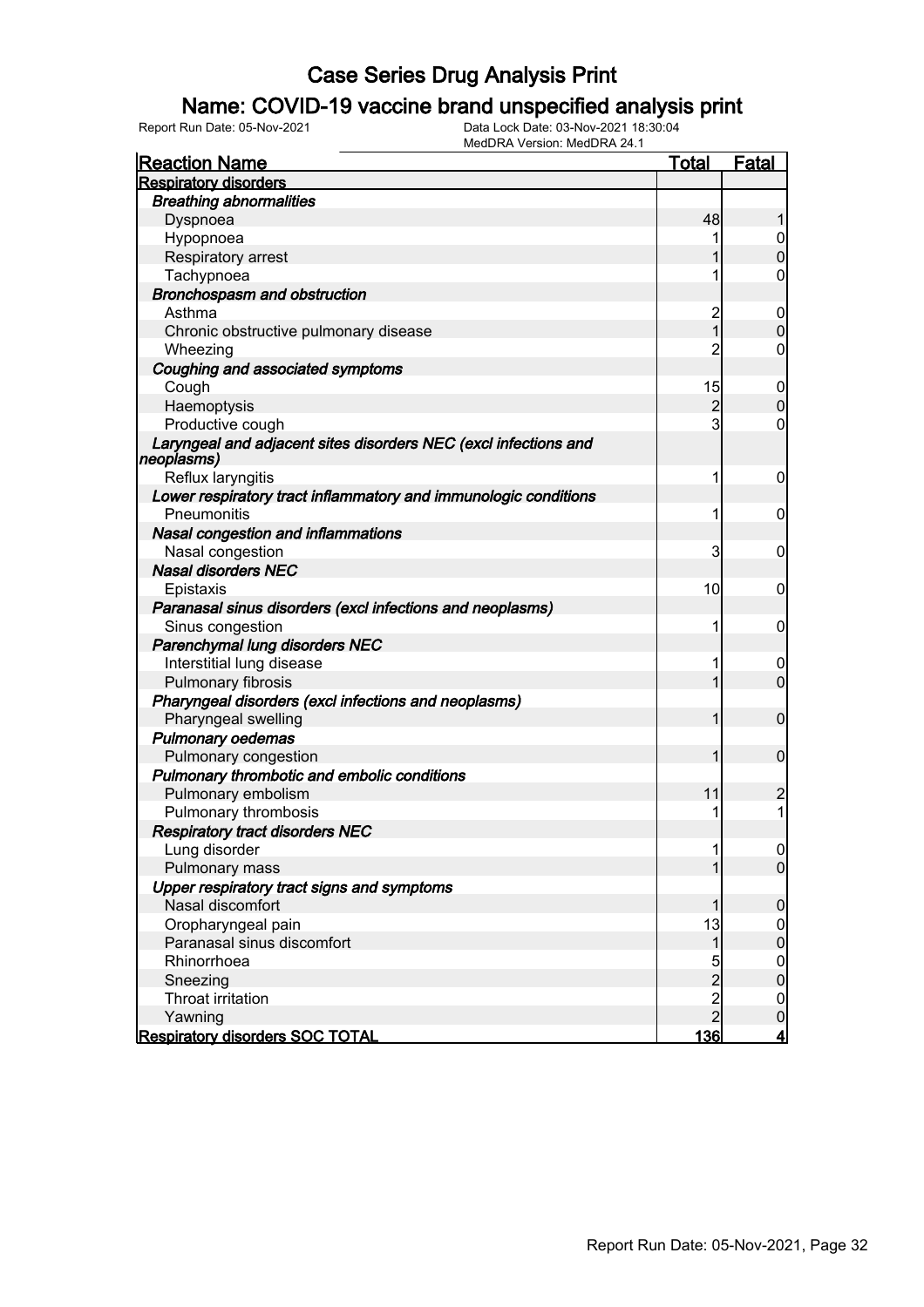# Case Series Drug Analysis Print

## Name: COVID-19 vaccine brand unspecified analysis print

Report Run Date: 05-Nov-2021

Data Lock Date: 03-Nov-2021 18:30:04

MedDRA Version: MedDRA 24.1

| Reaction Name | Total | Fatal |
|---|---|---|
| **Respiratory disorders** | | |
| ***Breathing abnormalities*** | | |
| Dyspnoea | 48 | 1 |
| Hypopnoea | 1 | 0 |
| Respiratory arrest | 1 | 0 |
| Tachypnoea | 1 | 0 |
| ***Bronchospasm and obstruction*** | | |
| Asthma | 2 | 0 |
| Chronic obstructive pulmonary disease | 1 | 0 |
| Wheezing | 2 | 0 |
| ***Coughing and associated symptoms*** | | |
| Cough | 15 | 0 |
| Haemoptysis | 2 | 0 |
| Productive cough | 3 | 0 |
| ***Laryngeal and adjacent sites disorders NEC (excl infections and neoplasms)*** | | |
| Reflux laryngitis | 1 | 0 |
| ***Lower respiratory tract inflammatory and immunologic conditions*** | | |
| Pneumonitis | 1 | 0 |
| ***Nasal congestion and inflammations*** | | |
| Nasal congestion | 3 | 0 |
| ***Nasal disorders NEC*** | | |
| Epistaxis | 10 | 0 |
| ***Paranasal sinus disorders (excl infections and neoplasms)*** | | |
| Sinus congestion | 1 | 0 |
| ***Parenchymal lung disorders NEC*** | | |
| Interstitial lung disease | 1 | 0 |
| Pulmonary fibrosis | 1 | 0 |
| ***Pharyngeal disorders (excl infections and neoplasms)*** | | |
| Pharyngeal swelling | 1 | 0 |
| ***Pulmonary oedemas*** | | |
| Pulmonary congestion | 1 | 0 |
| ***Pulmonary thrombotic and embolic conditions*** | | |
| Pulmonary embolism | 11 | 2 |
| Pulmonary thrombosis | 1 | 1 |
| ***Respiratory tract disorders NEC*** | | |
| Lung disorder | 1 | 0 |
| Pulmonary mass | 1 | 0 |
| ***Upper respiratory tract signs and symptoms*** | | |
| Nasal discomfort | 1 | 0 |
| Oropharyngeal pain | 13 | 0 |
| Paranasal sinus discomfort | 1 | 0 |
| Rhinorrhoea | 5 | 0 |
| Sneezing | 2 | 0 |
| Throat irritation | 2 | 0 |
| Yawning | 2 | 0 |
| **Respiratory disorders SOC TOTAL** | **136** | **4** |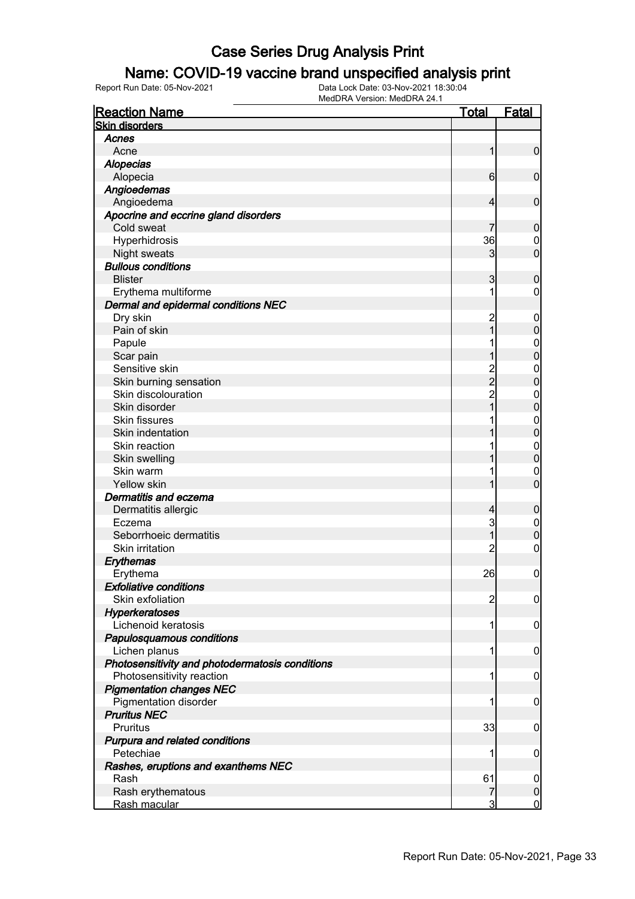# Case Series Drug Analysis Print

## Name: COVID-19 vaccine brand unspecified analysis print

Report Run Date: 05-Nov-2021
Data Lock Date: 03-Nov-2021 18:30:04
MedDRA Version: MedDRA 24.1

| Reaction Name | Total | Fatal |
|---|---|---|
| **Skin disorders** | | |
| ***Acnes*** | | |
| Acne | 1 | 0 |
| ***Alopecias*** | | |
| Alopecia | 6 | 0 |
| ***Angioedemas*** | | |
| Angioedema | 4 | 0 |
| ***Apocrine and eccrine gland disorders*** | | |
| Cold sweat | 7 | 0 |
| Hyperhidrosis | 36 | 0 |
| Night sweats | 3 | 0 |
| ***Bullous conditions*** | | |
| Blister | 3 | 0 |
| Erythema multiforme | 1 | 0 |
| ***Dermal and epidermal conditions NEC*** | | |
| Dry skin | 2 | 0 |
| Pain of skin | 1 | 0 |
| Papule | 1 | 0 |
| Scar pain | 1 | 0 |
| Sensitive skin | 2 | 0 |
| Skin burning sensation | 2 | 0 |
| Skin discolouration | 2 | 0 |
| Skin disorder | 1 | 0 |
| Skin fissures | 1 | 0 |
| Skin indentation | 1 | 0 |
| Skin reaction | 1 | 0 |
| Skin swelling | 1 | 0 |
| Skin warm | 1 | 0 |
| Yellow skin | 1 | 0 |
| ***Dermatitis and eczema*** | | |
| Dermatitis allergic | 4 | 0 |
| Eczema | 3 | 0 |
| Seborrhoeic dermatitis | 1 | 0 |
| Skin irritation | 2 | 0 |
| ***Erythemas*** | | |
| Erythema | 26 | 0 |
| ***Exfoliative conditions*** | | |
| Skin exfoliation | 2 | 0 |
| ***Hyperkeratoses*** | | |
| Lichenoid keratosis | 1 | 0 |
| ***Papulosquamous conditions*** | | |
| Lichen planus | 1 | 0 |
| ***Photosensitivity and photodermatosis conditions*** | | |
| Photosensitivity reaction | 1 | 0 |
| ***Pigmentation changes NEC*** | | |
| Pigmentation disorder | 1 | 0 |
| ***Pruritus NEC*** | | |
| Pruritus | 33 | 0 |
| ***Purpura and related conditions*** | | |
| Petechiae | 1 | 0 |
| ***Rashes, eruptions and exanthems NEC*** | | |
| Rash | 61 | 0 |
| Rash erythematous | 7 | 0 |
| Rash macular | 3 | 0 |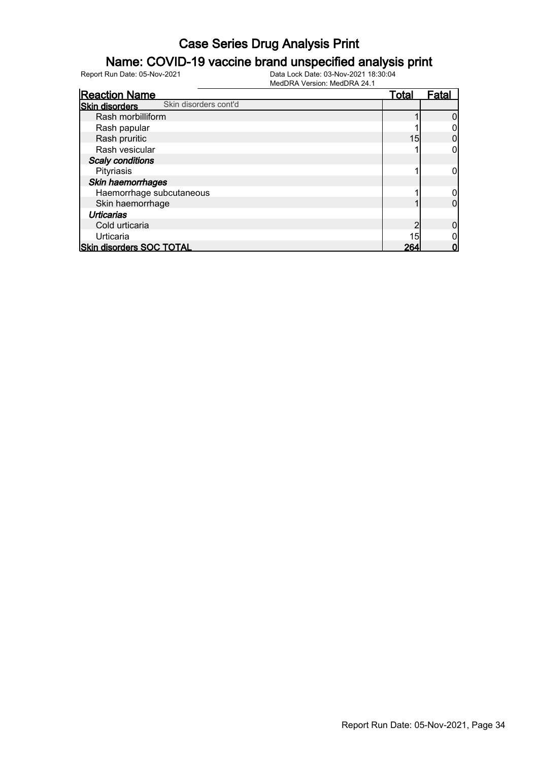# Case Series Drug Analysis Print

## Name: COVID-19 vaccine brand unspecified analysis print

Report Run Date: 05-Nov-2021

Data Lock Date: 03-Nov-2021 18:30:04
MedDRA Version: MedDRA 24.1

| Reaction Name | Total | Fatal |
|---|---|---|
| **Skin disorders** Skin disorders cont'd | | |
| Rash morbilliform | 1 | 0 |
| Rash papular | 1 | 0 |
| Rash pruritic | 15 | 0 |
| Rash vesicular | 1 | 0 |
| ***Scaly conditions*** | | |
| Pityriasis | 1 | 0 |
| ***Skin haemorrhages*** | | |
| Haemorrhage subcutaneous | 1 | 0 |
| Skin haemorrhage | 1 | 0 |
| ***Urticarias*** | | |
| Cold urticaria | 2 | 0 |
| Urticaria | 15 | 0 |
| **Skin disorders SOC TOTAL** | **264** | **0** |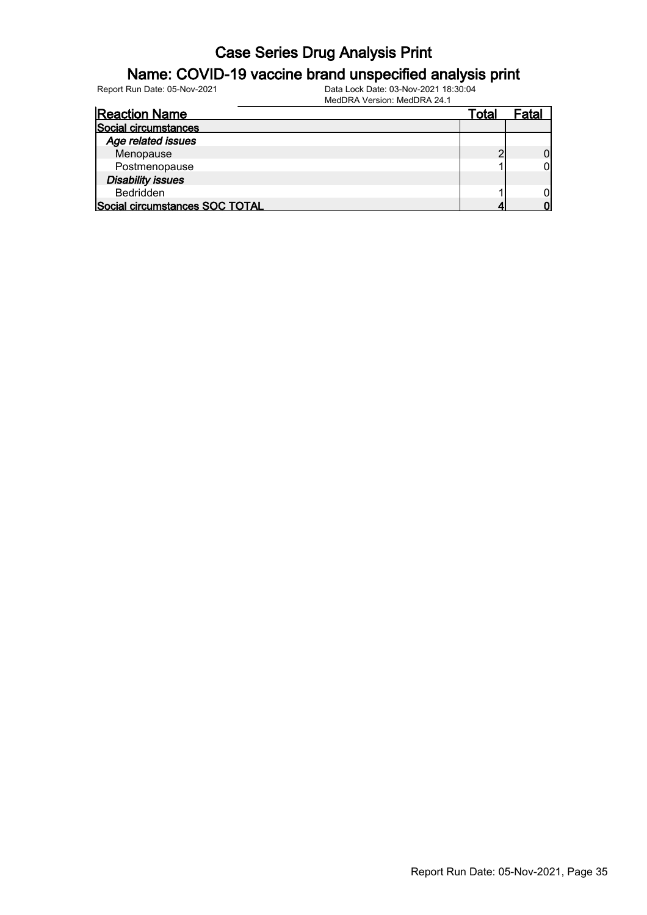# Case Series Drug Analysis Print

## Name: COVID-19 vaccine brand unspecified analysis print

Report Run Date: 05-Nov-2021    Data Lock Date: 03-Nov-2021 18:30:04
MedDRA Version: MedDRA 24.1

| Reaction Name | Total | Fatal |
|---|---|---|
| **Social circumstances** | | |
| ***Age related issues*** | | |
| Menopause | 2 | 0 |
| Postmenopause | 1 | 0 |
| ***Disability issues*** | | |
| Bedridden | 1 | 0 |
| **Social circumstances SOC TOTAL** | **4** | **0** |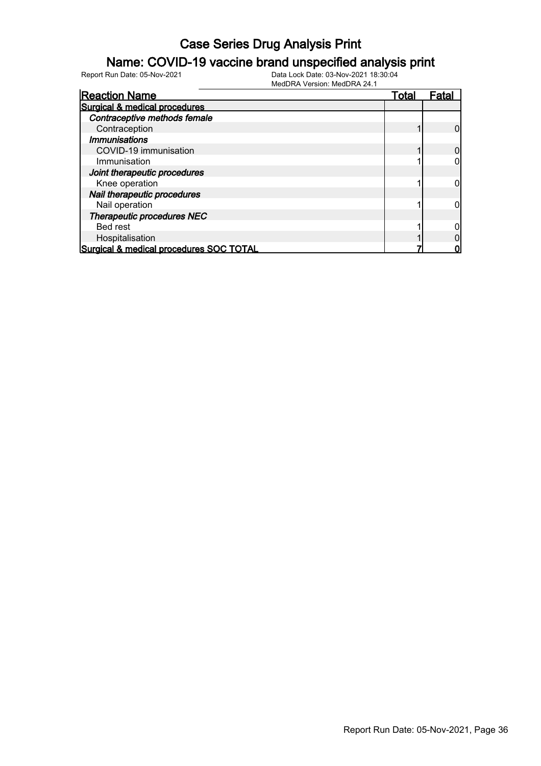# Case Series Drug Analysis Print

## Name: COVID-19 vaccine brand unspecified analysis print

Report Run Date: 05-Nov-2021

Data Lock Date: 03-Nov-2021 18:30:04

MedDRA Version: MedDRA 24.1

| Reaction Name | Total | Fatal |
|---|---|---|
| **Surgical & medical procedures** | | |
| ***Contraceptive methods female*** | | |
| Contraception | 1 | 0 |
| ***Immunisations*** | | |
| COVID-19 immunisation | 1 | 0 |
| Immunisation | 1 | 0 |
| ***Joint therapeutic procedures*** | | |
| Knee operation | 1 | 0 |
| ***Nail therapeutic procedures*** | | |
| Nail operation | 1 | 0 |
| ***Therapeutic procedures NEC*** | | |
| Bed rest | 1 | 0 |
| Hospitalisation | 1 | 0 |
| **Surgical & medical procedures SOC TOTAL** | **7** | **0** |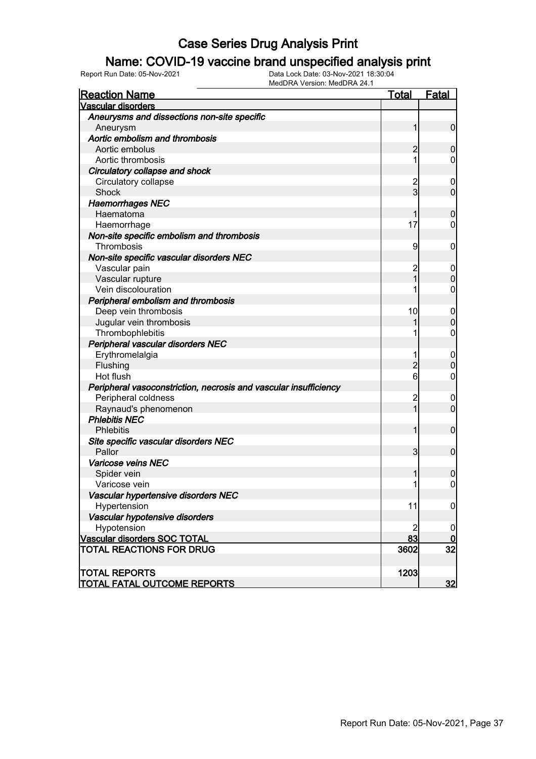# Case Series Drug Analysis Print

## Name: COVID-19 vaccine brand unspecified analysis print

Report Run Date: 05-Nov-2021 Data Lock Date: 03-Nov-2021 18:30:04
MedDRA Version: MedDRA 24.1

| Reaction Name | Total | Fatal |
|---|---|---|
| **Vascular disorders** | | |
| *Aneurysms and dissections non-site specific* | | |
| Aneurysm | 1 | 0 |
| *Aortic embolism and thrombosis* | | |
| Aortic embolus | 2 | 0 |
| Aortic thrombosis | 1 | 0 |
| *Circulatory collapse and shock* | | |
| Circulatory collapse | 2 | 0 |
| Shock | 3 | 0 |
| *Haemorrhages NEC* | | |
| Haematoma | 1 | 0 |
| Haemorrhage | 17 | 0 |
| *Non-site specific embolism and thrombosis* | | |
| Thrombosis | 9 | 0 |
| *Non-site specific vascular disorders NEC* | | |
| Vascular pain | 2 | 0 |
| Vascular rupture | 1 | 0 |
| Vein discolouration | 1 | 0 |
| *Peripheral embolism and thrombosis* | | |
| Deep vein thrombosis | 10 | 0 |
| Jugular vein thrombosis | 1 | 0 |
| Thrombophlebitis | 1 | 0 |
| *Peripheral vascular disorders NEC* | | |
| Erythromelalgia | 1 | 0 |
| Flushing | 2 | 0 |
| Hot flush | 6 | 0 |
| *Peripheral vasoconstriction, necrosis and vascular insufficiency* | | |
| Peripheral coldness | 2 | 0 |
| Raynaud's phenomenon | 1 | 0 |
| *Phlebitis NEC* | | |
| Phlebitis | 1 | 0 |
| *Site specific vascular disorders NEC* | | |
| Pallor | 3 | 0 |
| *Varicose veins NEC* | | |
| Spider vein | 1 | 0 |
| Varicose vein | 1 | 0 |
| *Vascular hypertensive disorders NEC* | | |
| Hypertension | 11 | 0 |
| *Vascular hypotensive disorders* | | |
| Hypotension | 2 | 0 |
| **Vascular disorders SOC TOTAL** | **83** | **0** |
| **TOTAL REACTIONS FOR DRUG** | **3602** | **32** |
| | | |
| **TOTAL REPORTS** | **1203** | |
| **TOTAL FATAL OUTCOME REPORTS** | | **32** |